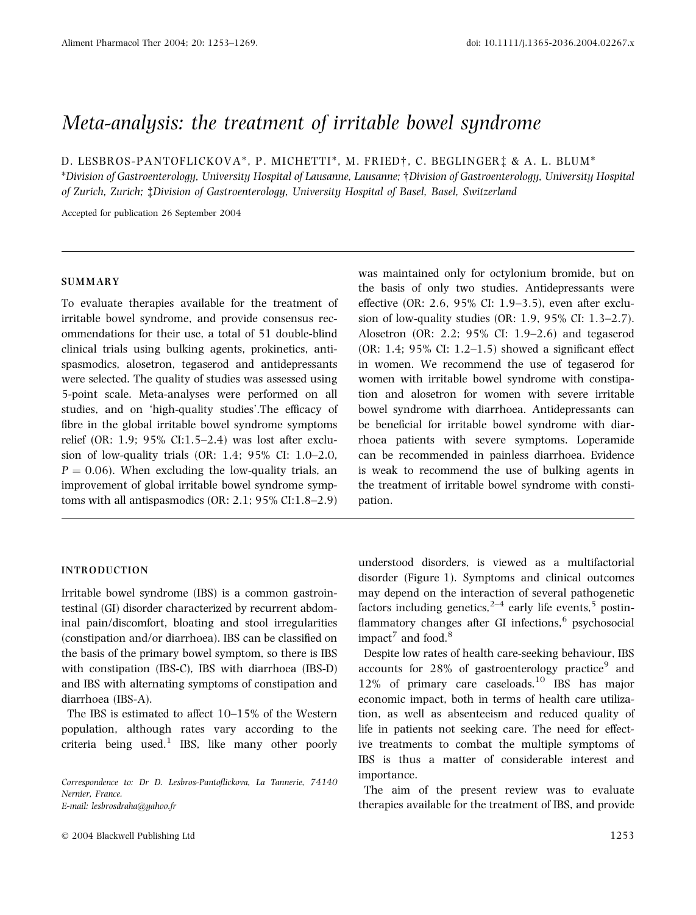# Meta-analysis: the treatment of irritable bowel syndrome

D. LESBROS-PANTOFLICKOVA*, P. MICHETTI*, M. FRIED†, C. BEGLINGER‡ & A. L. BLUM*

*Division of Gastroenterology, University Hospital of Lausanne, Lausanne; †Division of Gastroenterology, University Hospital of Zurich, Zurich; ‡Division of Gastroenterology, University Hospital of Basel, Basel, Switzerland

Accepted for publication 26 September 2004

## SUMMARY

To evaluate therapies available for the treatment of irritable bowel syndrome, and provide consensus recommendations for their use, a total of 51 double-blind clinical trials using bulking agents, prokinetics, antispasmodics, alosetron, tegaserod and antidepressants were selected. The quality of studies was assessed using 5-point scale. Meta-analyses were performed on all studies, and on 'high-quality studies'.The efficacy of fibre in the global irritable bowel syndrome symptoms relief (OR: 1.9; 95% CI:1.5–2.4) was lost after exclusion of low-quality trials (OR: 1.4; 95% CI: 1.0–2.0, $P = 0.06$). When excluding the low-quality trials, an improvement of global irritable bowel syndrome symptoms with all antispasmodics (OR: 2.1; 95% CI:1.8–2.9) was maintained only for octylonium bromide, but on the basis of only two studies. Antidepressants were effective (OR: 2.6, 95% CI: 1.9–3.5), even after exclusion of low-quality studies (OR: 1.9, 95% CI: 1.3–2.7). Alosetron (OR: 2.2; 95% CI: 1.9–2.6) and tegaserod (OR: 1.4; 95% CI: 1.2–1.5) showed a significant effect in women. We recommend the use of tegaserod for women with irritable bowel syndrome with constipation and alosetron for women with severe irritable bowel syndrome with diarrhoea. Antidepressants can be beneficial for irritable bowel syndrome with diarrhoea patients with severe symptoms. Loperamide can be recommended in painless diarrhoea. Evidence is weak to recommend the use of bulking agents in the treatment of irritable bowel syndrome with constipation.

## INTRODUCTION

Irritable bowel syndrome (IBS) is a common gastrointestinal (GI) disorder characterized by recurrent abdominal pain/discomfort, bloating and stool irregularities (constipation and/or diarrhoea). IBS can be classified on the basis of the primary bowel symptom, so there is IBS with constipation (IBS-C), IBS with diarrhoea (IBS-D) and IBS with alternating symptoms of constipation and diarrhoea (IBS-A).

The IBS is estimated to affect 10–15% of the Western population, although rates vary according to the criteria being used.[1] IBS, like many other poorly understood disorders, is viewed as a multifactorial disorder (Figure 1). Symptoms and clinical outcomes may depend on the interaction of several pathogenetic factors including genetics,[2–4] early life events,[5] postinflammatory changes after GI infections,[6] psychosocial impact[7] and food.[8]

Despite low rates of health care-seeking behaviour, IBS accounts for 28% of gastroenterology practice[9] and 12% of primary care caseloads.[10] IBS has major economic impact, both in terms of health care utilization, as well as absenteeism and reduced quality of life in patients not seeking care. The need for effective treatments to combat the multiple symptoms of IBS is thus a matter of considerable interest and importance.

The aim of the present review was to evaluate therapies available for the treatment of IBS, and provide

*Correspondence to: Dr D. Lesbros-Pantoflickova, La Tannerie, 74140 Nernier, France.*
*E-mail: lesbrosdraha@yahoo.fr*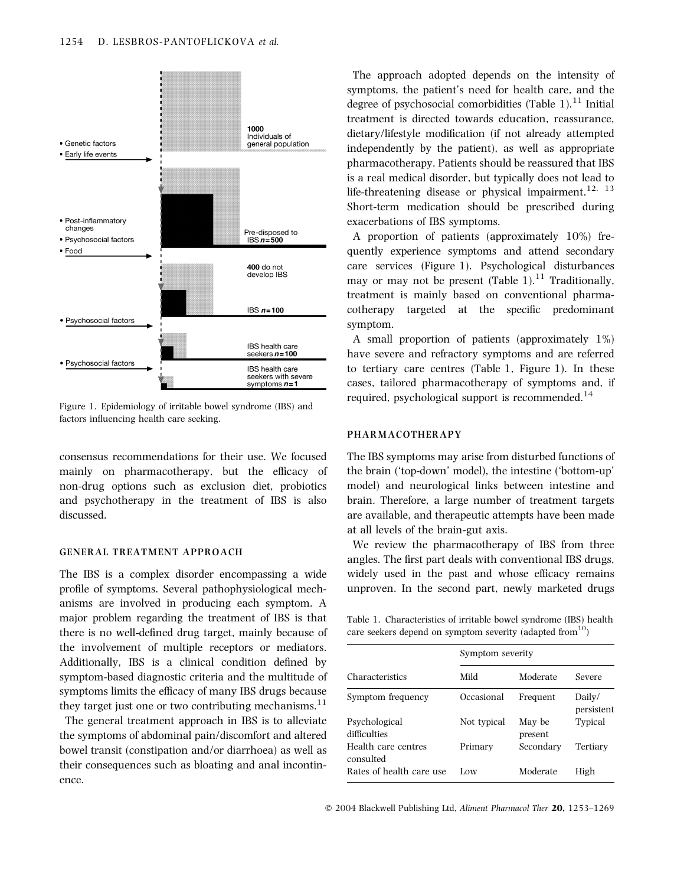• Genetic factors
• Early life events

1000
Individuals of general population

• Post-inflammatory changes
• Psychosocial factors
• Food

Pre-disposed to IBS n = 500

400 do not develop IBS

IBS n = 100

• Psychosocial factors

IBS health care seekers n = 100

• Psychosocial factors

IBS health care seekers with severe symptoms n = 1

Figure 1. Epidemiology of irritable bowel syndrome (IBS) and factors influencing health care seeking.

consensus recommendations for their use. We focused mainly on pharmacotherapy, but the efficacy of non-drug options such as exclusion diet, probiotics and psychotherapy in the treatment of IBS is also discussed.

## GENERAL TREATMENT APPROACH

The IBS is a complex disorder encompassing a wide profile of symptoms. Several pathophysiological mechanisms are involved in producing each symptom. A major problem regarding the treatment of IBS is that there is no well-defined drug target, mainly because of the involvement of multiple receptors or mediators. Additionally, IBS is a clinical condition defined by symptom-based diagnostic criteria and the multitude of symptoms limits the efficacy of many IBS drugs because they target just one or two contributing mechanisms.[11]

The general treatment approach in IBS is to alleviate the symptoms of abdominal pain/discomfort and altered bowel transit (constipation and/or diarrhoea) as well as their consequences such as bloating and anal incontinence.

The approach adopted depends on the intensity of symptoms, the patient's need for health care, and the degree of psychosocial comorbidities (Table 1).[11] Initial treatment is directed towards education, reassurance, dietary/lifestyle modification (if not already attempted independently by the patient), as well as appropriate pharmacotherapy. Patients should be reassured that IBS is a real medical disorder, but typically does not lead to life-threatening disease or physical impairment.[12, 13] Short-term medication should be prescribed during exacerbations of IBS symptoms.

A proportion of patients (approximately 10%) frequently experience symptoms and attend secondary care services (Figure 1). Psychological disturbances may or may not be present (Table 1).[11] Traditionally, treatment is mainly based on conventional pharmacotherapy targeted at the specific predominant symptom.

A small proportion of patients (approximately 1%) have severe and refractory symptoms and are referred to tertiary care centres (Table 1, Figure 1). In these cases, tailored pharmacotherapy of symptoms and, if required, psychological support is recommended.[14]

## PHARMACOTHERAPY

The IBS symptoms may arise from disturbed functions of the brain ('top-down' model), the intestine ('bottom-up' model) and neurological links between intestine and brain. Therefore, a large number of treatment targets are available, and therapeutic attempts have been made at all levels of the brain-gut axis.

We review the pharmacotherapy of IBS from three angles. The first part deals with conventional IBS drugs, widely used in the past and whose efficacy remains unproven. In the second part, newly marketed drugs

Table 1. Characteristics of irritable bowel syndrome (IBS) health care seekers depend on symptom severity (adapted from[10])

| | Symptom severity | | |
|---|---|---|---|
| Characteristics | Mild | Moderate | Severe |
| Symptom frequency | Occasional | Frequent | Daily/ persistent |
| Psychological difficulties | Not typical | May be present | Typical |
| Health care centres consulted | Primary | Secondary | Tertiary |
| Rates of health care use | Low | Moderate | High |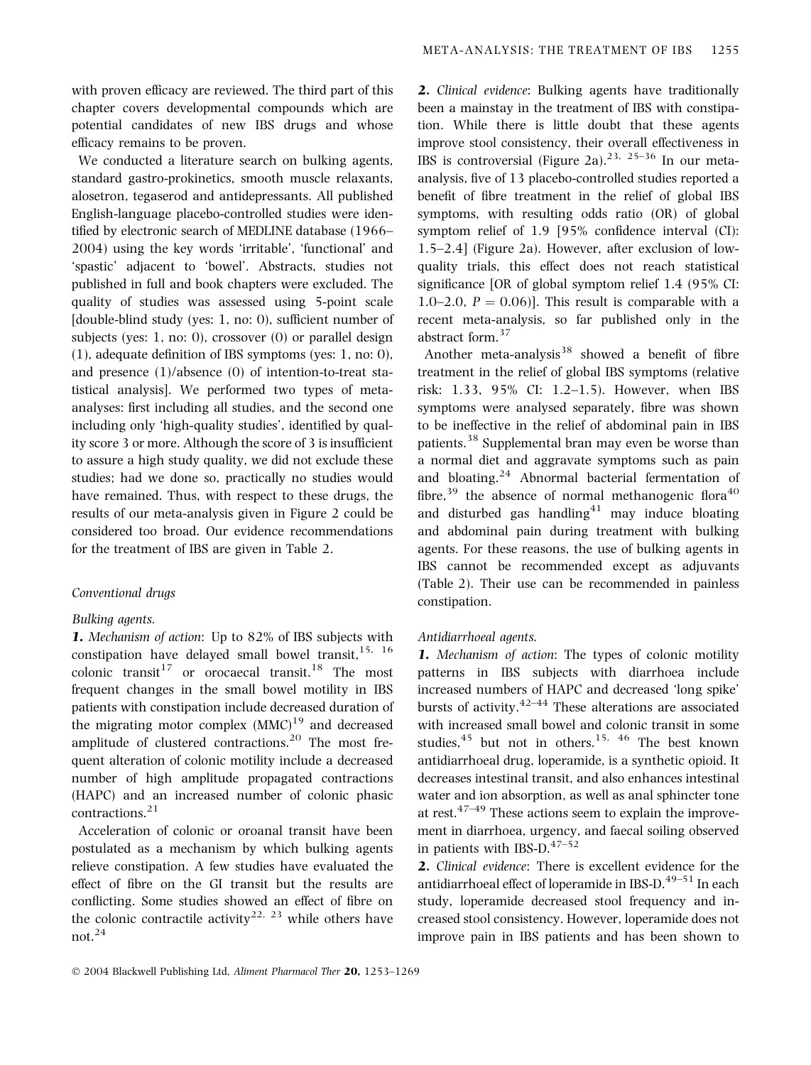with proven efficacy are reviewed. The third part of this chapter covers developmental compounds which are potential candidates of new IBS drugs and whose efficacy remains to be proven.

We conducted a literature search on bulking agents, standard gastro-prokinetics, smooth muscle relaxants, alosetron, tegaserod and antidepressants. All published English-language placebo-controlled studies were identified by electronic search of MEDLINE database (1966–2004) using the key words 'irritable', 'functional' and 'spastic' adjacent to 'bowel'. Abstracts, studies not published in full and book chapters were excluded. The quality of studies was assessed using 5-point scale [double-blind study (yes: 1, no: 0), sufficient number of subjects (yes: 1, no: 0), crossover (0) or parallel design (1), adequate definition of IBS symptoms (yes: 1, no: 0), and presence (1)/absence (0) of intention-to-treat statistical analysis]. We performed two types of meta-analyses: first including all studies, and the second one including only 'high-quality studies', identified by quality score 3 or more. Although the score of 3 is insufficient to assure a high study quality, we did not exclude these studies; had we done so, practically no studies would have remained. Thus, with respect to these drugs, the results of our meta-analysis given in Figure 2 could be considered too broad. Our evidence recommendations for the treatment of IBS are given in Table 2.

### *Conventional drugs*

#### *Bulking agents.*

***1.*** *Mechanism of action*: Up to 82% of IBS subjects with constipation have delayed small bowel transit,[15, 16] colonic transit[17] or orocaecal transit.[18] The most frequent changes in the small bowel motility in IBS patients with constipation include decreased duration of the migrating motor complex (MMC)[19] and decreased amplitude of clustered contractions.[20] The most frequent alteration of colonic motility include a decreased number of high amplitude propagated contractions (HAPC) and an increased number of colonic phasic contractions.[21]

Acceleration of colonic or oroanal transit have been postulated as a mechanism by which bulking agents relieve constipation. A few studies have evaluated the effect of fibre on the GI transit but the results are conflicting. Some studies showed an effect of fibre on the colonic contractile activity[22, 23] while others have not.[24]

***2.*** *Clinical evidence*: Bulking agents have traditionally been a mainstay in the treatment of IBS with constipation. While there is little doubt that these agents improve stool consistency, their overall effectiveness in IBS is controversial (Figure 2a).[23, 25–36] In our meta-analysis, five of 13 placebo-controlled studies reported a benefit of fibre treatment in the relief of global IBS symptoms, with resulting odds ratio (OR) of global symptom relief of 1.9 [95% confidence interval (CI): 1.5–2.4] (Figure 2a). However, after exclusion of low-quality trials, this effect does not reach statistical significance [OR of global symptom relief 1.4 (95% CI: 1.0–2.0, $P = 0.06$)]. This result is comparable with a recent meta-analysis, so far published only in the abstract form.[37]

Another meta-analysis[38] showed a benefit of fibre treatment in the relief of global IBS symptoms (relative risk: 1.33, 95% CI: 1.2–1.5). However, when IBS symptoms were analysed separately, fibre was shown to be ineffective in the relief of abdominal pain in IBS patients.[38] Supplemental bran may even be worse than a normal diet and aggravate symptoms such as pain and bloating.[24] Abnormal bacterial fermentation of fibre,[39] the absence of normal methanogenic flora[40] and disturbed gas handling[41] may induce bloating and abdominal pain during treatment with bulking agents. For these reasons, the use of bulking agents in IBS cannot be recommended except as adjuvants (Table 2). Their use can be recommended in painless constipation.

#### *Antidiarrhoeal agents.*

***1.*** *Mechanism of action*: The types of colonic motility patterns in IBS subjects with diarrhoea include increased numbers of HAPC and decreased 'long spike' bursts of activity.[42–44] These alterations are associated with increased small bowel and colonic transit in some studies,[45] but not in others.[15, 46] The best known antidiarrhoeal drug, loperamide, is a synthetic opioid. It decreases intestinal transit, and also enhances intestinal water and ion absorption, as well as anal sphincter tone at rest.[47–49] These actions seem to explain the improvement in diarrhoea, urgency, and faecal soiling observed in patients with IBS-D.[47–52]

***2.*** *Clinical evidence*: There is excellent evidence for the antidiarrhoeal effect of loperamide in IBS-D.[49–51] In each study, loperamide decreased stool frequency and increased stool consistency. However, loperamide does not improve pain in IBS patients and has been shown to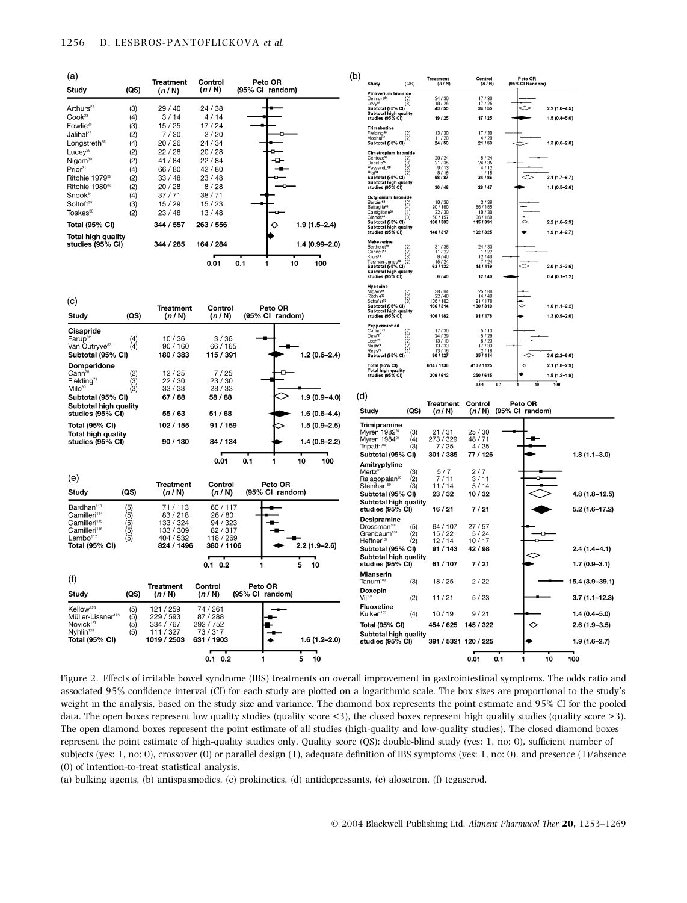(a)

Study (QS) Treatment (n / N) Control (n / N) Peto OR (95% CI random)

Arthurs[25] (3) 29 / 40 24 / 38
Cook[23] (4) 3 / 14 4 / 14
Fowlie[26] (3) 15 / 25 17 / 24
Jalihal[27] (2) 7 / 20 2 / 20
Longstreth[28] (4) 20 / 26 24 / 34
Lucey[29] (2) 22 / 28 20 / 28
Nigam[30] (2) 41 / 84 22 / 84
Prior[31] (4) 66 / 80 42 / 80
Ritchie 1979[32] (2) 33 / 48 23 / 48
Ritchie 1980[33] (2) 20 / 28 8 / 28
Snook[34] (4) 37 / 71 38 / 71
Soltoft[35] (3) 15 / 29 15 / 23
Toskes[36] (2) 23 / 48 13 / 48
Total (95% CI) 344 / 557 263 / 556 1.9 (1.5–2.4)
Total high quality studies (95% CI) 344 / 285 164 / 284 1.4 (0.99–2.0)

0.01 0.1 1 10 100

(b)

Study (QS) Treatment (n / N) Control (n / N) Peto OR (95% CI Random)

Pinaverium bromide
Delmont[64] (2) 24 / 30 17 / 30
Levy[65] (3) 19 / 25 17 / 25
Subtotal (95% CI) 43 / 55 34 / 55 2.2 (1.0–4.5)
Subtotal high quality studies (95% CI) 19 / 25 17 / 25 1.5 (0.4–5.0)

Trimebutine
Fielding[56] (2) 13 / 30 17 / 30
Moshal[57] (2) 11 / 20 4 / 20
Subtotal (95% CI) 24 / 50 21 / 50 1.3 (0.6–2.8)

Cimetropium bromide
Centonze[58] (2) 20 / 24 5 / 24
Dobrilla[59] (3) 21 / 35 24 / 35
Passaretti[60] (3) 9 / 13 4 / 12
Piai[61] (2) 8 / 15 1 / 15
Subtotal (95% CI) 58 / 87 34 / 86 3.1 (1.7–6.7)
Subtotal high quality studies (95% CI) 30 / 48 28 / 47 1.1 (0.5–2.6)

Octylonium bromide
Barbier[62] (2) 10 / 36 3 / 36
Battaglia[63] (4) 90 / 160 66 / 165
Castiglione[64] (1) 22 / 30 10 / 30
Glende[65] (3) 58 / 157 36 / 160
Subtotal (95% CI) 180 / 383 115 / 391 2.2 (1.6–2.9)
Subtotal high quality studies (95% CI) 148 / 317 102 / 325 1.9 (1.4–2.7)

Mebeverine
Berthelot[66] (2) 31 / 36 24 / 33
Connell[67] (2) 11 / 22 1 / 22
Kruis[68] (3) 6 / 40 12 / 40
Tasman-Jones[69] (2) 15 / 24 7 / 24
Subtotal (95% CI) 63 / 122 44 / 119 2.0 (1.2–3.6)
Subtotal high quality studies (95% CI) 6 / 40 12 / 40 0.4 (0.1–1.2)

Hyoscine
Nigam[30] (2) 38 / 84 25 / 84
Ritchie[32] (2) 22 / 48 14 / 48
Schafer[70] (3) 106 / 182 91 / 178
Subtotal (95% CI) 166 / 314 130 / 310 1.6 (1.1–2.2)
Subtotal high quality studies (95% CI) 106 / 182 91 / 178 1.3 (0.9–2.0)

Peppermint oil
Carling[71] (2) 17 / 30 5 / 13
Dew[72] (2) 24 / 28 5 / 29
Lech[73] (2) 13 / 19 6 / 23
Nash[74] (2) 13 / 33 17 / 33
Rees[75] (1) 13 / 18 2 / 18
Subtotal (95% CI) 80 / 127 35 / 114 3.6 (2.2–6.0)

Total (95% CI) 614 / 1138 413 / 1125 2.1 (1.8–2.5)
Total high quality studies (95% CI) 309 / 612 250 / 615 1.5 (1.2–1.9)

0.01 0.1 1 10 100

(c)

Study (QS) Treatment (n / N) Control (n / N) Peto OR (95% CI random)

Cisapride
Farup[82] (4) 10 / 36 3 / 36
Van Outryve[83] (4) 90 / 160 66 / 165
Subtotal (95% CI) 180 / 383 115 / 391 1.2 (0.6–2.4)

Domperidone
Cann[78] (2) 12 / 25 7 / 25
Fielding[79] (3) 22 / 30 23 / 30
Milo[80] (3) 33 / 33 28 / 33
Subtotal (95% CI) 67 / 88 58 / 88 1.9 (0.9–4.0)
Subtotal high quality studies (95% CI) 55 / 63 51 / 68 1.6 (0.6–4.4)

Total (95% CI) 102 / 155 91 / 159 1.5 (0.9–2.5)
Total high quality studies (95% CI) 90 / 130 84 / 134 1.4 (0.8–2.2)

0.01 0.1 1 10 100

(d)

Study (QS) Treatment (n / N) Control (n / N) Peto OR (95% CI random)

Trimipramine
Myren 1982[94] (3) 21 / 31 25 / 30
Myren 1984[95] (4) 273 / 329 48 / 71
Tripathi[96] (3) 7 / 25 4 / 25
Subtotal (95% CI) 301 / 385 77 / 126 1.8 (1.1–3.0)

Amitryptyline
Mertz[97] (3) 5 / 7 2 / 7
Rajagopalan[98] (2) 7 / 11 3 / 11
Steinhart[99] (3) 11 / 14 5 / 14
Subtotal (95% CI) 23 / 32 10 / 32 4.8 (1.8–12.5)
Subtotal high quality studies (95% CI) 16 / 21 7 / 21 5.2 (1.6–17.2)

Desipramine
Drossman[100] (5) 64 / 107 27 / 57
Grenbaum[101] (2) 15 / 22 5 / 24
Heffner[102] (2) 12 / 14 10 / 17
Subtotal (95% CI) 91 / 143 42 / 98 2.4 (1.4–4.1)
Subtotal high quality studies (95% CI) 61 / 107 7 / 21 1.7 (0.9–3.1)

Mianserin
Tanum[103] (3) 18 / 25 2 / 22 15.4 (3.9–39.1)

Doxepin
Vij[104] (2) 11 / 21 5 / 23 3.7 (1.1–12.3)

Fluoxetine
Kuiken[105] (4) 10 / 19 9 / 21 1.4 (0.4–5.0)

Total (95% CI) 454 / 625 145 / 322 2.6 (1.9–3.5)
Subtotal high quality studies (95% CI) 391 / 5321 120 / 225 1.9 (1.6–2.7)

0.01 0.1 1 10 100

(e)

Study (QS) Treatment (n / N) Control (n / N) Peto OR (95% CI random)

Bardhan[113] (5) 71 / 113 60 / 117
Camilleri[114] (5) 83 / 218 26 / 80
Camilleri[115] (5) 133 / 324 94 / 323
Camilleri[116] (5) 133 / 309 82 / 317
Lembo[117] (5) 404 / 532 118 / 269
Total (95% CI) 824 / 1496 380 / 1106 2.2 (1.9–2.6)

0.1 0.2 1 5 10

(f)

Study (QS) Treatment (n / N) Control (n / N) Peto OR (95% CI random)

Kellow[126] (5) 121 / 259 74 / 261
Müller-Lissner[123] (5) 229 / 593 87 / 288
Novick[127] (5) 334 / 767 292 / 752
Nyhlin[128] (5) 111 / 327 73 / 317
Total (95% CI) 1019 / 2503 631 / 1903 1.6 (1.2–2.0)

0.1 0.2 1 5 10

Figure 2. Effects of irritable bowel syndrome (IBS) treatments on overall improvement in gastrointestinal symptoms. The odds ratio and associated 95% confidence interval (CI) for each study are plotted on a logarithmic scale. The box sizes are proportional to the study's weight in the analysis, based on the study size and variance. The diamond box represents the point estimate and 95% CI for the pooled data. The open boxes represent low quality studies (quality score <3), the closed boxes represent high quality studies (quality score >3). The open diamond boxes represent the point estimate of all studies (high-quality and low-quality studies). The closed diamond boxes represent the point estimate of high-quality studies only. Quality score (QS): double-blind study (yes: 1, no: 0), sufficient number of subjects (yes: 1, no: 0), crossover (0) or parallel design (1), adequate definition of IBS symptoms (yes: 1, no: 0), and presence (1)/absence (0) of intention-to-treat statistical analysis.

(a) bulking agents, (b) antispasmodics, (c) prokinetics, (d) antidepressants, (e) alosetron, (f) tegaserod.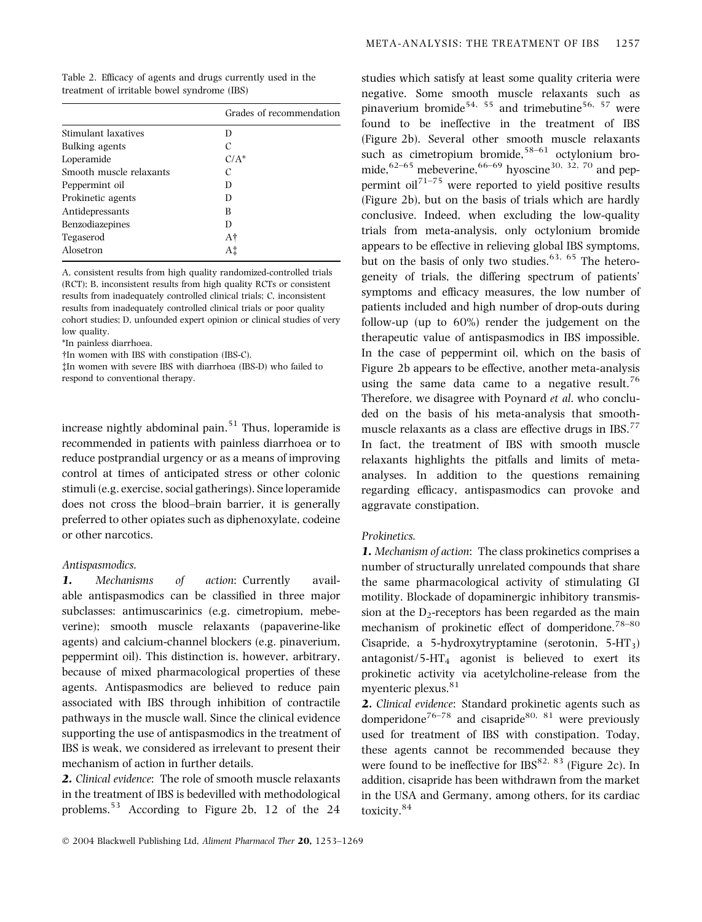Table 2. Efficacy of agents and drugs currently used in the treatment of irritable bowel syndrome (IBS)

| | Grades of recommendation |
|---|---|
| Stimulant laxatives | D |
| Bulking agents | C |
| Loperamide | C/A* |
| Smooth muscle relaxants | C |
| Peppermint oil | D |
| Prokinetic agents | D |
| Antidepressants | B |
| Benzodiazepines | D |
| Tegaserod | A† |
| Alosetron | A‡ |

A, consistent results from high quality randomized-controlled trials (RCT); B, inconsistent results from high quality RCTs or consistent results from inadequately controlled clinical trials; C, inconsistent results from inadequately controlled clinical trials or poor quality cohort studies; D, unfounded expert opinion or clinical studies of very low quality.

*In painless diarrhoea.

†In women with IBS with constipation (IBS-C).

‡In women with severe IBS with diarrhoea (IBS-D) who failed to respond to conventional therapy.

increase nightly abdominal pain.[51] Thus, loperamide is recommended in patients with painless diarrhoea or to reduce postprandial urgency or as a means of improving control at times of anticipated stress or other colonic stimuli (e.g. exercise, social gatherings). Since loperamide does not cross the blood–brain barrier, it is generally preferred to other opiates such as diphenoxylate, codeine or other narcotics.

*Antispasmodics.*

***1.*** *Mechanisms of action*: Currently available antispasmodics can be classified in three major subclasses: antimuscarinics (e.g. cimetropium, mebeverine); smooth muscle relaxants (papaverine-like agents) and calcium-channel blockers (e.g. pinaverium, peppermint oil). This distinction is, however, arbitrary, because of mixed pharmacological properties of these agents. Antispasmodics are believed to reduce pain associated with IBS through inhibition of contractile pathways in the muscle wall. Since the clinical evidence supporting the use of antispasmodics in the treatment of IBS is weak, we considered as irrelevant to present their mechanism of action in further details.

***2.*** *Clinical evidence*: The role of smooth muscle relaxants in the treatment of IBS is bedevilled with methodological problems.[53] According to Figure 2b, 12 of the 24 studies which satisfy at least some quality criteria were negative. Some smooth muscle relaxants such as pinaverium bromide[54, 55] and trimebutine[56, 57] were found to be ineffective in the treatment of IBS (Figure 2b). Several other smooth muscle relaxants such as cimetropium bromide,[58–61] octylonium bromide,[62–65] mebeverine,[66–69] hyoscine[30, 32, 70] and peppermint oil[71–75] were reported to yield positive results (Figure 2b), but on the basis of trials which are hardly conclusive. Indeed, when excluding the low-quality trials from meta-analysis, only octylonium bromide appears to be effective in relieving global IBS symptoms, but on the basis of only two studies.[63, 65] The heterogeneity of trials, the differing spectrum of patients' symptoms and efficacy measures, the low number of patients included and high number of drop-outs during follow-up (up to 60%) render the judgement on the therapeutic value of antispasmodics in IBS impossible. In the case of peppermint oil, which on the basis of Figure 2b appears to be effective, another meta-analysis using the same data came to a negative result.[76] Therefore, we disagree with Poynard *et al.* who concluded on the basis of his meta-analysis that smooth-muscle relaxants as a class are effective drugs in IBS.[77] In fact, the treatment of IBS with smooth muscle relaxants highlights the pitfalls and limits of meta-analyses. In addition to the questions remaining regarding efficacy, antispasmodics can provoke and aggravate constipation.

*Prokinetics.*

***1.*** *Mechanism of action*: The class prokinetics comprises a number of structurally unrelated compounds that share the same pharmacological activity of stimulating GI motility. Blockade of dopaminergic inhibitory transmission at the $D_2$-receptors has been regarded as the main mechanism of prokinetic effect of domperidone.[78–80] Cisapride, a 5-hydroxytryptamine (serotonin, 5-$HT_3$) antagonist/5-$HT_4$ agonist is believed to exert its prokinetic activity via acetylcholine-release from the myenteric plexus.[81]

***2.*** *Clinical evidence*: Standard prokinetic agents such as domperidone[76–78] and cisapride[80, 81] were previously used for treatment of IBS with constipation. Today, these agents cannot be recommended because they were found to be ineffective for IBS[82, 83] (Figure 2c). In addition, cisapride has been withdrawn from the market in the USA and Germany, among others, for its cardiac toxicity.[84]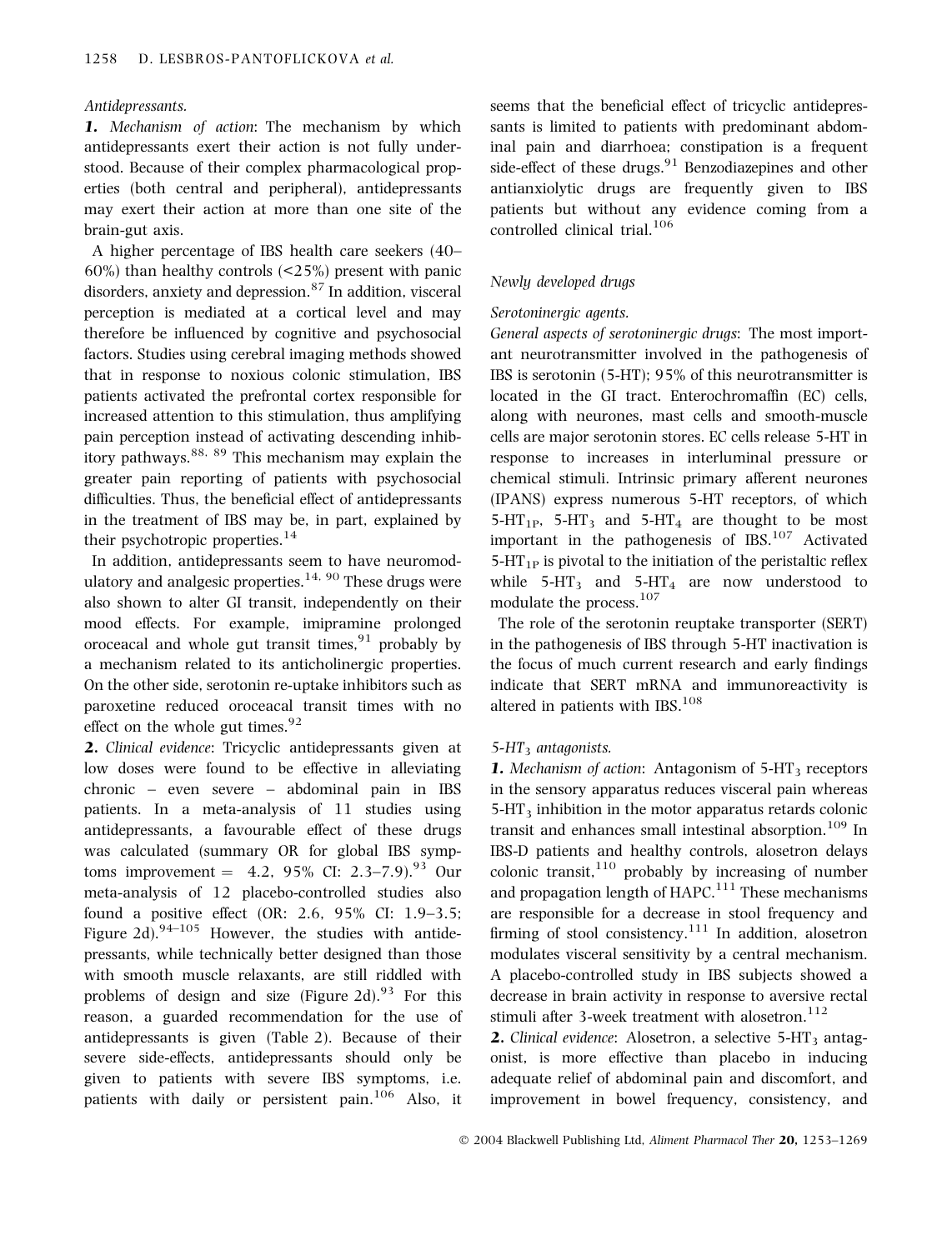*Antidepressants.*

**1.** *Mechanism of action*: The mechanism by which antidepressants exert their action is not fully understood. Because of their complex pharmacological properties (both central and peripheral), antidepressants may exert their action at more than one site of the brain-gut axis.

A higher percentage of IBS health care seekers (40–60%) than healthy controls (<25%) present with panic disorders, anxiety and depression.[87] In addition, visceral perception is mediated at a cortical level and may therefore be influenced by cognitive and psychosocial factors. Studies using cerebral imaging methods showed that in response to noxious colonic stimulation, IBS patients activated the prefrontal cortex responsible for increased attention to this stimulation, thus amplifying pain perception instead of activating descending inhibitory pathways.[88, 89] This mechanism may explain the greater pain reporting of patients with psychosocial difficulties. Thus, the beneficial effect of antidepressants in the treatment of IBS may be, in part, explained by their psychotropic properties.[14]

In addition, antidepressants seem to have neuromodulatory and analgesic properties.[14, 90] These drugs were also shown to alter GI transit, independently on their mood effects. For example, imipramine prolonged oroceacal and whole gut transit times,[91] probably by a mechanism related to its anticholinergic properties. On the other side, serotonin re-uptake inhibitors such as paroxetine reduced oroceacal transit times with no effect on the whole gut times.[92]

**2.** *Clinical evidence*: Tricyclic antidepressants given at low doses were found to be effective in alleviating chronic – even severe – abdominal pain in IBS patients. In a meta-analysis of 11 studies using antidepressants, a favourable effect of these drugs was calculated (summary OR for global IBS symptoms improvement = 4.2, 95% CI: 2.3–7.9).[93] Our meta-analysis of 12 placebo-controlled studies also found a positive effect (OR: 2.6, 95% CI: 1.9–3.5; Figure 2d).[94–105] However, the studies with antidepressants, while technically better designed than those with smooth muscle relaxants, are still riddled with problems of design and size (Figure 2d).[93] For this reason, a guarded recommendation for the use of antidepressants is given (Table 2). Because of their severe side-effects, antidepressants should only be given to patients with severe IBS symptoms, i.e. patients with daily or persistent pain.[106] Also, it seems that the beneficial effect of tricyclic antidepressants is limited to patients with predominant abdominal pain and diarrhoea; constipation is a frequent side-effect of these drugs.[91] Benzodiazepines and other antianxiolytic drugs are frequently given to IBS patients but without any evidence coming from a controlled clinical trial.[106]

### *Newly developed drugs*

*Serotoninergic agents.*

*General aspects of serotoninergic drugs*: The most important neurotransmitter involved in the pathogenesis of IBS is serotonin (5-HT); 95% of this neurotransmitter is located in the GI tract. Enterochromaffin (EC) cells, along with neurones, mast cells and smooth-muscle cells are major serotonin stores. EC cells release 5-HT in response to increases in interluminal pressure or chemical stimuli. Intrinsic primary afferent neurones (IPANS) express numerous 5-HT receptors, of which $5\text{-HT}_{1P}$, $5\text{-HT}_3$ and $5\text{-HT}_4$ are thought to be most important in the pathogenesis of IBS.[107] Activated $5\text{-HT}_{1P}$ is pivotal to the initiation of the peristaltic reflex while $5\text{-HT}_3$ and $5\text{-HT}_4$ are now understood to modulate the process.[107]

The role of the serotonin reuptake transporter (SERT) in the pathogenesis of IBS through 5-HT inactivation is the focus of much current research and early findings indicate that SERT mRNA and immunoreactivity is altered in patients with IBS.[108]

*$5\text{-HT}_3$ antagonists.*

**1.** *Mechanism of action*: Antagonism of $5\text{-HT}_3$ receptors in the sensory apparatus reduces visceral pain whereas $5\text{-HT}_3$ inhibition in the motor apparatus retards colonic transit and enhances small intestinal absorption.[109] In IBS-D patients and healthy controls, alosetron delays colonic transit,[110] probably by increasing of number and propagation length of HAPC.[111] These mechanisms are responsible for a decrease in stool frequency and firming of stool consistency.[111] In addition, alosetron modulates visceral sensitivity by a central mechanism. A placebo-controlled study in IBS subjects showed a decrease in brain activity in response to aversive rectal stimuli after 3-week treatment with alosetron.[112]

**2.** *Clinical evidence*: Alosetron, a selective $5\text{-HT}_3$ antagonist, is more effective than placebo in inducing adequate relief of abdominal pain and discomfort, and improvement in bowel frequency, consistency, and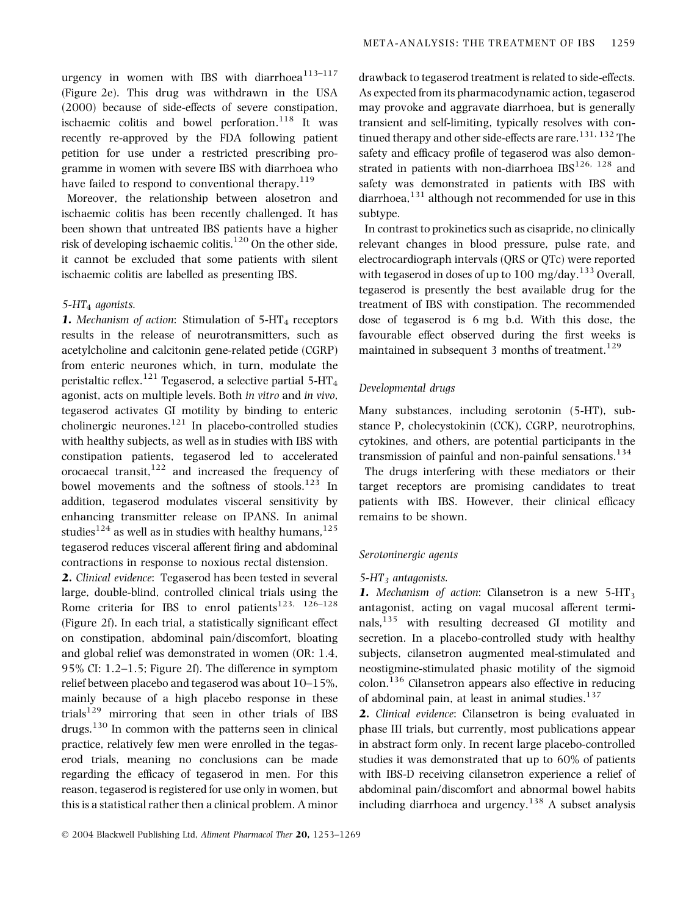urgency in women with IBS with diarrhoea[113–117] (Figure 2e). This drug was withdrawn in the USA (2000) because of side-effects of severe constipation, ischaemic colitis and bowel perforation.[118] It was recently re-approved by the FDA following patient petition for use under a restricted prescribing programme in women with severe IBS with diarrhoea who have failed to respond to conventional therapy.[119]

Moreover, the relationship between alosetron and ischaemic colitis has been recently challenged. It has been shown that untreated IBS patients have a higher risk of developing ischaemic colitis.[120] On the other side, it cannot be excluded that some patients with silent ischaemic colitis are labelled as presenting IBS.

*5-HT$_4$ agonists.*

***1.*** *Mechanism of action*: Stimulation of 5-HT$_4$ receptors results in the release of neurotransmitters, such as acetylcholine and calcitonin gene-related petide (CGRP) from enteric neurones which, in turn, modulate the peristaltic reflex.[121] Tegaserod, a selective partial 5-HT$_4$ agonist, acts on multiple levels. Both *in vitro* and *in vivo*, tegaserod activates GI motility by binding to enteric cholinergic neurones.[121] In placebo-controlled studies with healthy subjects, as well as in studies with IBS with constipation patients, tegaserod led to accelerated orocaecal transit,[122] and increased the frequency of bowel movements and the softness of stools.[123] In addition, tegaserod modulates visceral sensitivity by enhancing transmitter release on IPANS. In animal studies[124] as well as in studies with healthy humans,[125] tegaserod reduces visceral afferent firing and abdominal contractions in response to noxious rectal distension.

***2.*** *Clinical evidence*: Tegaserod has been tested in several large, double-blind, controlled clinical trials using the Rome criteria for IBS to enrol patients[123, 126–128] (Figure 2f). In each trial, a statistically significant effect on constipation, abdominal pain/discomfort, bloating and global relief was demonstrated in women (OR: 1.4, 95% CI: 1.2–1.5; Figure 2f). The difference in symptom relief between placebo and tegaserod was about 10–15%, mainly because of a high placebo response in these trials[129] mirroring that seen in other trials of IBS drugs.[130] In common with the patterns seen in clinical practice, relatively few men were enrolled in the tegaserod trials, meaning no conclusions can be made regarding the efficacy of tegaserod in men. For this reason, tegaserod is registered for use only in women, but this is a statistical rather then a clinical problem. A minor drawback to tegaserod treatment is related to side-effects. As expected from its pharmacodynamic action, tegaserod may provoke and aggravate diarrhoea, but is generally transient and self-limiting, typically resolves with continued therapy and other side-effects are rare.[131, 132] The safety and efficacy profile of tegaserod was also demonstrated in patients with non-diarrhoea IBS[126, 128] and safety was demonstrated in patients with IBS with diarrhoea,[131] although not recommended for use in this subtype.

In contrast to prokinetics such as cisapride, no clinically relevant changes in blood pressure, pulse rate, and electrocardiograph intervals (QRS or QTc) were reported with tegaserod in doses of up to 100 mg/day.[133] Overall, tegaserod is presently the best available drug for the treatment of IBS with constipation. The recommended dose of tegaserod is 6 mg b.d. With this dose, the favourable effect observed during the first weeks is maintained in subsequent 3 months of treatment.[129]

### *Developmental drugs*

Many substances, including serotonin (5-HT), substance P, cholecystokinin (CCK), CGRP, neurotrophins, cytokines, and others, are potential participants in the transmission of painful and non-painful sensations.[134]

The drugs interfering with these mediators or their target receptors are promising candidates to treat patients with IBS. However, their clinical efficacy remains to be shown.

### *Serotoninergic agents*

*5-HT$_3$ antagonists.*

***1.*** *Mechanism of action*: Cilansetron is a new 5-HT$_3$ antagonist, acting on vagal mucosal afferent terminals,[135] with resulting decreased GI motility and secretion. In a placebo-controlled study with healthy subjects, cilansetron augmented meal-stimulated and neostigmine-stimulated phasic motility of the sigmoid colon.[136] Cilansetron appears also effective in reducing of abdominal pain, at least in animal studies.[137]

***2.*** *Clinical evidence*: Cilansetron is being evaluated in phase III trials, but currently, most publications appear in abstract form only. In recent large placebo-controlled studies it was demonstrated that up to 60% of patients with IBS-D receiving cilansetron experience a relief of abdominal pain/discomfort and abnormal bowel habits including diarrhoea and urgency.[138] A subset analysis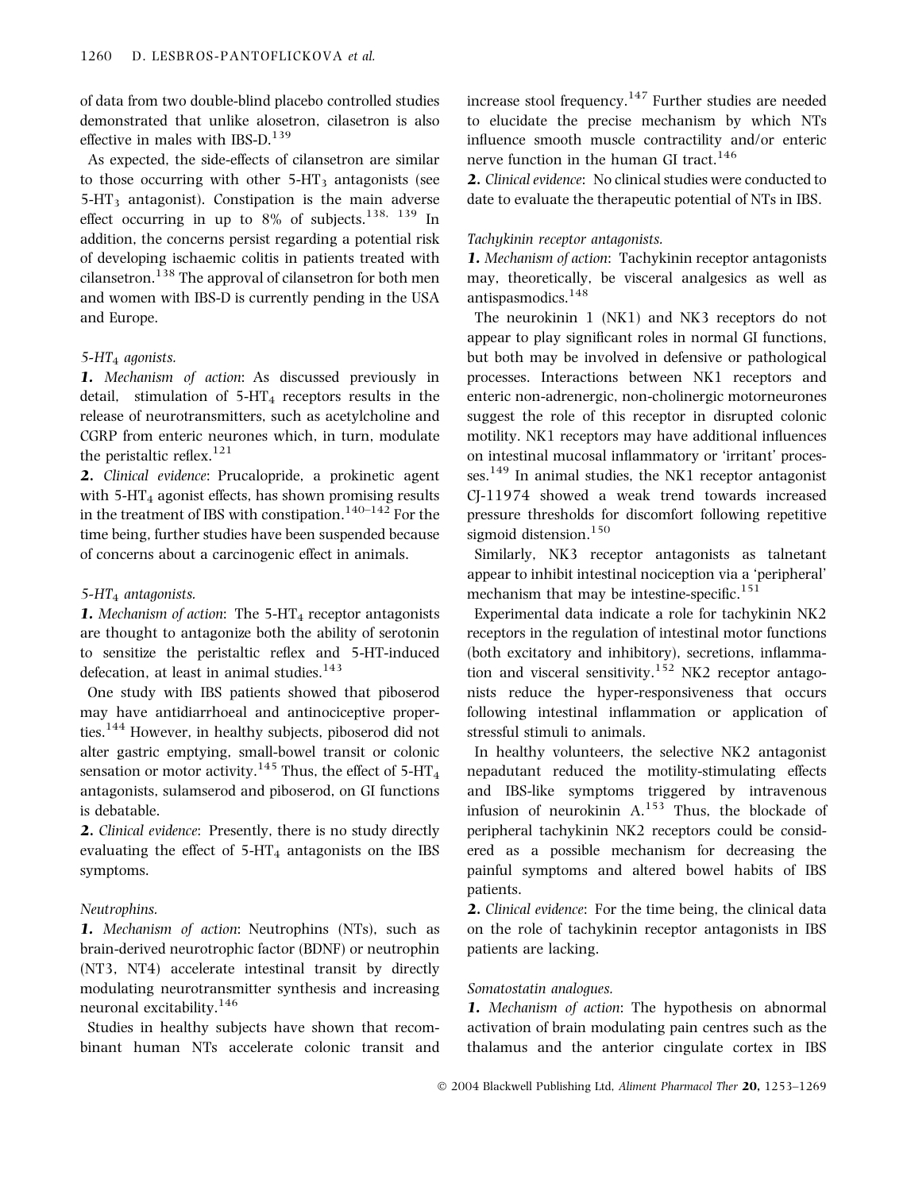of data from two double-blind placebo controlled studies demonstrated that unlike alosetron, cilasetron is also effective in males with IBS-D.[139]

As expected, the side-effects of cilansetron are similar to those occurring with other 5-$HT_3$ antagonists (see 5-$HT_3$ antagonist). Constipation is the main adverse effect occurring in up to 8% of subjects.[138, 139] In addition, the concerns persist regarding a potential risk of developing ischaemic colitis in patients treated with cilansetron.[138] The approval of cilansetron for both men and women with IBS-D is currently pending in the USA and Europe.

*5-$HT_4$ agonists.*

***1.*** *Mechanism of action*: As discussed previously in detail, stimulation of 5-$HT_4$ receptors results in the release of neurotransmitters, such as acetylcholine and CGRP from enteric neurones which, in turn, modulate the peristaltic reflex.[121]

***2.*** *Clinical evidence*: Prucalopride, a prokinetic agent with 5-$HT_4$ agonist effects, has shown promising results in the treatment of IBS with constipation.[140–142] For the time being, further studies have been suspended because of concerns about a carcinogenic effect in animals.

*5-$HT_4$ antagonists.*

***1.*** *Mechanism of action*: The 5-$HT_4$ receptor antagonists are thought to antagonize both the ability of serotonin to sensitize the peristaltic reflex and 5-HT-induced defecation, at least in animal studies.[143]

One study with IBS patients showed that piboserod may have antidiarrhoeal and antinociceptive properties.[144] However, in healthy subjects, piboserod did not alter gastric emptying, small-bowel transit or colonic sensation or motor activity.[145] Thus, the effect of 5-$HT_4$ antagonists, sulamserod and piboserod, on GI functions is debatable.

***2.*** *Clinical evidence*: Presently, there is no study directly evaluating the effect of 5-$HT_4$ antagonists on the IBS symptoms.

*Neutrophins.*

***1.*** *Mechanism of action*: Neutrophins (NTs), such as brain-derived neurotrophic factor (BDNF) or neutrophin (NT3, NT4) accelerate intestinal transit by directly modulating neurotransmitter synthesis and increasing neuronal excitability.[146]

Studies in healthy subjects have shown that recombinant human NTs accelerate colonic transit and increase stool frequency.[147] Further studies are needed to elucidate the precise mechanism by which NTs influence smooth muscle contractility and/or enteric nerve function in the human GI tract.[146]

***2.*** *Clinical evidence*: No clinical studies were conducted to date to evaluate the therapeutic potential of NTs in IBS.

*Tachykinin receptor antagonists.*

***1.*** *Mechanism of action*: Tachykinin receptor antagonists may, theoretically, be visceral analgesics as well as antispasmodics.[148]

The neurokinin 1 (NK1) and NK3 receptors do not appear to play significant roles in normal GI functions, but both may be involved in defensive or pathological processes. Interactions between NK1 receptors and enteric non-adrenergic, non-cholinergic motorneurones suggest the role of this receptor in disrupted colonic motility. NK1 receptors may have additional influences on intestinal mucosal inflammatory or 'irritant' processes.[149] In animal studies, the NK1 receptor antagonist CJ-11974 showed a weak trend towards increased pressure thresholds for discomfort following repetitive sigmoid distension.[150]

Similarly, NK3 receptor antagonists as talnetant appear to inhibit intestinal nociception via a 'peripheral' mechanism that may be intestine-specific.[151]

Experimental data indicate a role for tachykinin NK2 receptors in the regulation of intestinal motor functions (both excitatory and inhibitory), secretions, inflammation and visceral sensitivity.[152] NK2 receptor antagonists reduce the hyper-responsiveness that occurs following intestinal inflammation or application of stressful stimuli to animals.

In healthy volunteers, the selective NK2 antagonist nepadutant reduced the motility-stimulating effects and IBS-like symptoms triggered by intravenous infusion of neurokinin A.[153] Thus, the blockade of peripheral tachykinin NK2 receptors could be considered as a possible mechanism for decreasing the painful symptoms and altered bowel habits of IBS patients.

***2.*** *Clinical evidence*: For the time being, the clinical data on the role of tachykinin receptor antagonists in IBS patients are lacking.

*Somatostatin analogues.*

***1.*** *Mechanism of action*: The hypothesis on abnormal activation of brain modulating pain centres such as the thalamus and the anterior cingulate cortex in IBS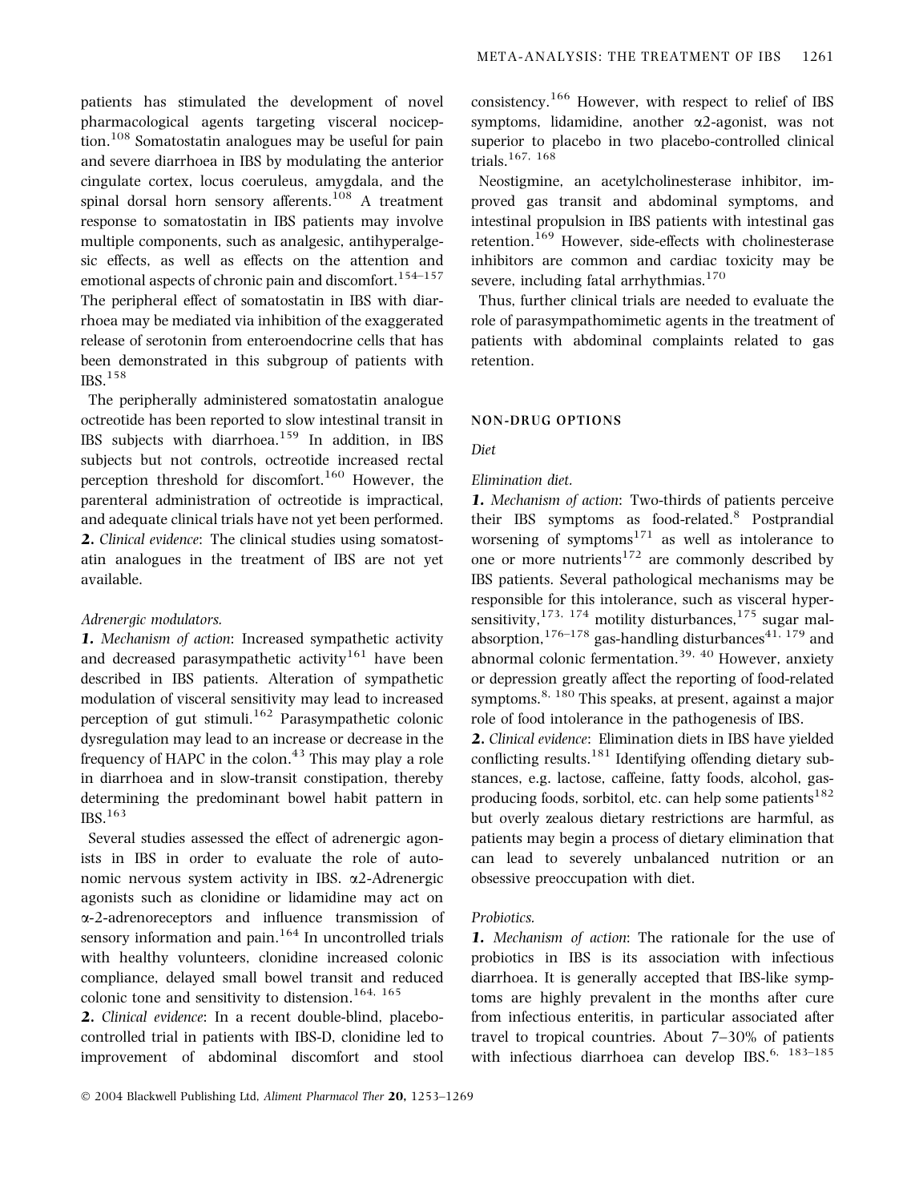patients has stimulated the development of novel pharmacological agents targeting visceral nociception.[108] Somatostatin analogues may be useful for pain and severe diarrhoea in IBS by modulating the anterior cingulate cortex, locus coeruleus, amygdala, and the spinal dorsal horn sensory afferents.[108] A treatment response to somatostatin in IBS patients may involve multiple components, such as analgesic, antihyperalgesic effects, as well as effects on the attention and emotional aspects of chronic pain and discomfort.[154–157] The peripheral effect of somatostatin in IBS with diarrhoea may be mediated via inhibition of the exaggerated release of serotonin from enteroendocrine cells that has been demonstrated in this subgroup of patients with IBS.[158]

The peripherally administered somatostatin analogue octreotide has been reported to slow intestinal transit in IBS subjects with diarrhoea.[159] In addition, in IBS subjects but not controls, octreotide increased rectal perception threshold for discomfort.[160] However, the parenteral administration of octreotide is impractical, and adequate clinical trials have not yet been performed.

***2.*** *Clinical evidence*: The clinical studies using somatostatin analogues in the treatment of IBS are not yet available.

*Adrenergic modulators.*

***1.*** *Mechanism of action*: Increased sympathetic activity and decreased parasympathetic activity[161] have been described in IBS patients. Alteration of sympathetic modulation of visceral sensitivity may lead to increased perception of gut stimuli.[162] Parasympathetic colonic dysregulation may lead to an increase or decrease in the frequency of HAPC in the colon.[43] This may play a role in diarrhoea and in slow-transit constipation, thereby determining the predominant bowel habit pattern in IBS.[163]

Several studies assessed the effect of adrenergic agonists in IBS in order to evaluate the role of autonomic nervous system activity in IBS. α2-Adrenergic agonists such as clonidine or lidamidine may act on α-2-adrenoreceptors and influence transmission of sensory information and pain.[164] In uncontrolled trials with healthy volunteers, clonidine increased colonic compliance, delayed small bowel transit and reduced colonic tone and sensitivity to distension.[164, 165]

***2.*** *Clinical evidence*: In a recent double-blind, placebo-controlled trial in patients with IBS-D, clonidine led to improvement of abdominal discomfort and stool consistency.[166] However, with respect to relief of IBS symptoms, lidamidine, another α2-agonist, was not superior to placebo in two placebo-controlled clinical trials.[167, 168]

Neostigmine, an acetylcholinesterase inhibitor, improved gas transit and abdominal symptoms, and intestinal propulsion in IBS patients with intestinal gas retention.[169] However, side-effects with cholinesterase inhibitors are common and cardiac toxicity may be severe, including fatal arrhythmias.[170]

Thus, further clinical trials are needed to evaluate the role of parasympathomimetic agents in the treatment of patients with abdominal complaints related to gas retention.

## NON-DRUG OPTIONS

### *Diet*

*Elimination diet.*

***1.*** *Mechanism of action*: Two-thirds of patients perceive their IBS symptoms as food-related.[8] Postprandial worsening of symptoms[171] as well as intolerance to one or more nutrients[172] are commonly described by IBS patients. Several pathological mechanisms may be responsible for this intolerance, such as visceral hypersensitivity,[173, 174] motility disturbances,[175] sugar malabsorption,[176–178] gas-handling disturbances[41, 179] and abnormal colonic fermentation.[39, 40] However, anxiety or depression greatly affect the reporting of food-related symptoms.[8, 180] This speaks, at present, against a major role of food intolerance in the pathogenesis of IBS.

***2.*** *Clinical evidence*: Elimination diets in IBS have yielded conflicting results.[181] Identifying offending dietary substances, e.g. lactose, caffeine, fatty foods, alcohol, gas-producing foods, sorbitol, etc. can help some patients[182] but overly zealous dietary restrictions are harmful, as patients may begin a process of dietary elimination that can lead to severely unbalanced nutrition or an obsessive preoccupation with diet.

*Probiotics.*

***1.*** *Mechanism of action*: The rationale for the use of probiotics in IBS is its association with infectious diarrhoea. It is generally accepted that IBS-like symptoms are highly prevalent in the months after cure from infectious enteritis, in particular associated after travel to tropical countries. About 7–30% of patients with infectious diarrhoea can develop IBS.[6, 183–185]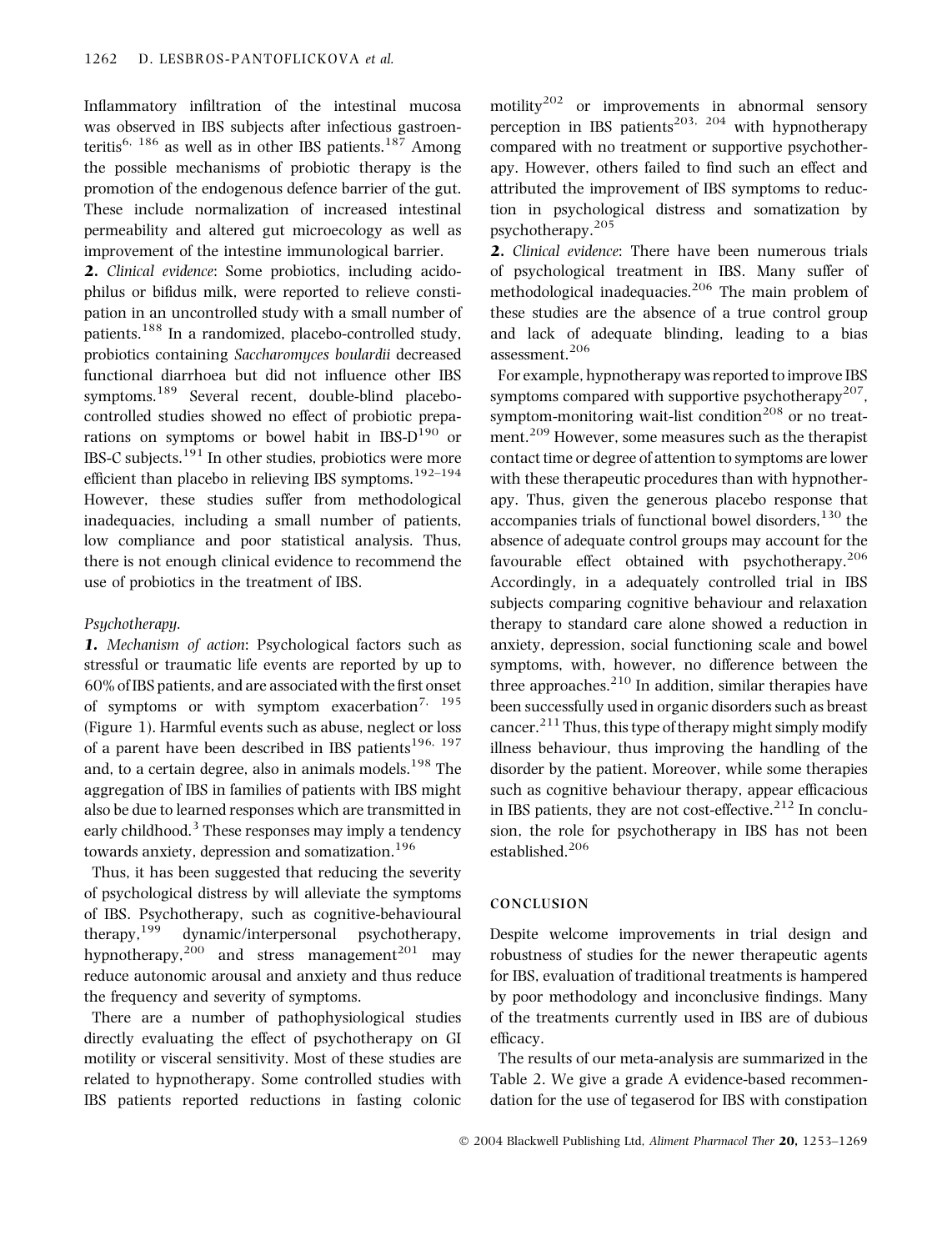Inflammatory infiltration of the intestinal mucosa was observed in IBS subjects after infectious gastroenteritis[6, 186] as well as in other IBS patients.[187] Among the possible mechanisms of probiotic therapy is the promotion of the endogenous defence barrier of the gut. These include normalization of increased intestinal permeability and altered gut microecology as well as improvement of the intestine immunological barrier.

***2.** Clinical evidence*: Some probiotics, including acidophilus or bifidus milk, were reported to relieve constipation in an uncontrolled study with a small number of patients.[188] In a randomized, placebo-controlled study, probiotics containing *Saccharomyces boulardii* decreased functional diarrhoea but did not influence other IBS symptoms.[189] Several recent, double-blind placebo-controlled studies showed no effect of probiotic preparations on symptoms or bowel habit in IBS-D[190] or IBS-C subjects.[191] In other studies, probiotics were more efficient than placebo in relieving IBS symptoms.[192–194] However, these studies suffer from methodological inadequacies, including a small number of patients, low compliance and poor statistical analysis. Thus, there is not enough clinical evidence to recommend the use of probiotics in the treatment of IBS.

*Psychotherapy.*

***1.** Mechanism of action*: Psychological factors such as stressful or traumatic life events are reported by up to 60% of IBS patients, and are associated with the first onset of symptoms or with symptom exacerbation[7, 195] (Figure 1). Harmful events such as abuse, neglect or loss of a parent have been described in IBS patients[196, 197] and, to a certain degree, also in animals models.[198] The aggregation of IBS in families of patients with IBS might also be due to learned responses which are transmitted in early childhood.[3] These responses may imply a tendency towards anxiety, depression and somatization.[196]

Thus, it has been suggested that reducing the severity of psychological distress by will alleviate the symptoms of IBS. Psychotherapy, such as cognitive-behavioural therapy,[199] dynamic/interpersonal psychotherapy, hypnotherapy,[200] and stress management[201] may reduce autonomic arousal and anxiety and thus reduce the frequency and severity of symptoms.

There are a number of pathophysiological studies directly evaluating the effect of psychotherapy on GI motility or visceral sensitivity. Most of these studies are related to hypnotherapy. Some controlled studies with IBS patients reported reductions in fasting colonic motility[202] or improvements in abnormal sensory perception in IBS patients[203, 204] with hypnotherapy compared with no treatment or supportive psychotherapy. However, others failed to find such an effect and attributed the improvement of IBS symptoms to reduction in psychological distress and somatization by psychotherapy.[205]

***2.** Clinical evidence*: There have been numerous trials of psychological treatment in IBS. Many suffer of methodological inadequacies.[206] The main problem of these studies are the absence of a true control group and lack of adequate blinding, leading to a bias assessment.[206]

For example, hypnotherapy was reported to improve IBS symptoms compared with supportive psychotherapy[207], symptom-monitoring wait-list condition[208] or no treatment.[209] However, some measures such as the therapist contact time or degree of attention to symptoms are lower with these therapeutic procedures than with hypnotherapy. Thus, given the generous placebo response that accompanies trials of functional bowel disorders,[130] the absence of adequate control groups may account for the favourable effect obtained with psychotherapy.[206] Accordingly, in a adequately controlled trial in IBS subjects comparing cognitive behaviour and relaxation therapy to standard care alone showed a reduction in anxiety, depression, social functioning scale and bowel symptoms, with, however, no difference between the three approaches.[210] In addition, similar therapies have been successfully used in organic disorders such as breast cancer.[211] Thus, this type of therapy might simply modify illness behaviour, thus improving the handling of the disorder by the patient. Moreover, while some therapies such as cognitive behaviour therapy, appear efficacious in IBS patients, they are not cost-effective.[212] In conclusion, the role for psychotherapy in IBS has not been established.[206]

## CONCLUSION

Despite welcome improvements in trial design and robustness of studies for the newer therapeutic agents for IBS, evaluation of traditional treatments is hampered by poor methodology and inconclusive findings. Many of the treatments currently used in IBS are of dubious efficacy.

The results of our meta-analysis are summarized in the Table 2. We give a grade A evidence-based recommendation for the use of tegaserod for IBS with constipation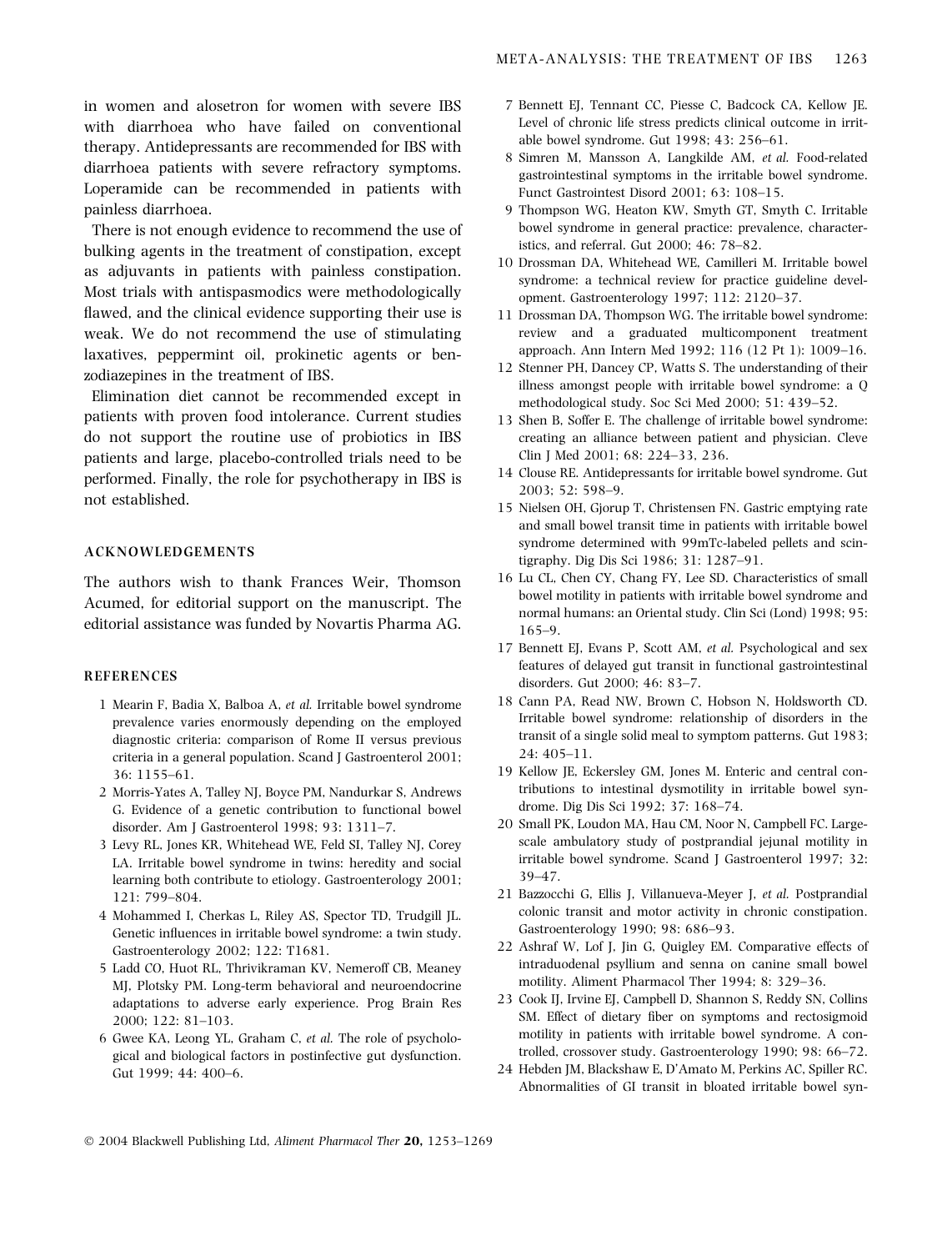in women and alosetron for women with severe IBS with diarrhoea who have failed on conventional therapy. Antidepressants are recommended for IBS with diarrhoea patients with severe refractory symptoms. Loperamide can be recommended in patients with painless diarrhoea.

There is not enough evidence to recommend the use of bulking agents in the treatment of constipation, except as adjuvants in patients with painless constipation. Most trials with antispasmodics were methodologically flawed, and the clinical evidence supporting their use is weak. We do not recommend the use of stimulating laxatives, peppermint oil, prokinetic agents or benzodiazepines in the treatment of IBS.

Elimination diet cannot be recommended except in patients with proven food intolerance. Current studies do not support the routine use of probiotics in IBS patients and large, placebo-controlled trials need to be performed. Finally, the role for psychotherapy in IBS is not established.

## ACKNOWLEDGEMENTS

The authors wish to thank Frances Weir, Thomson Acumed, for editorial support on the manuscript. The editorial assistance was funded by Novartis Pharma AG.

## REFERENCES

1 Mearin F, Badia X, Balboa A, *et al.* Irritable bowel syndrome prevalence varies enormously depending on the employed diagnostic criteria: comparison of Rome II versus previous criteria in a general population. Scand J Gastroenterol 2001; 36: 1155–61.

2 Morris-Yates A, Talley NJ, Boyce PM, Nandurkar S, Andrews G. Evidence of a genetic contribution to functional bowel disorder. Am J Gastroenterol 1998; 93: 1311–7.

3 Levy RL, Jones KR, Whitehead WE, Feld SI, Talley NJ, Corey LA. Irritable bowel syndrome in twins: heredity and social learning both contribute to etiology. Gastroenterology 2001; 121: 799–804.

4 Mohammed I, Cherkas L, Riley AS, Spector TD, Trudgill JL. Genetic influences in irritable bowel syndrome: a twin study. Gastroenterology 2002; 122: T1681.

5 Ladd CO, Huot RL, Thrivikraman KV, Nemeroff CB, Meaney MJ, Plotsky PM. Long-term behavioral and neuroendocrine adaptations to adverse early experience. Prog Brain Res 2000; 122: 81–103.

6 Gwee KA, Leong YL, Graham C, *et al.* The role of psychological and biological factors in postinfective gut dysfunction. Gut 1999; 44: 400–6.

7 Bennett EJ, Tennant CC, Piesse C, Badcock CA, Kellow JE. Level of chronic life stress predicts clinical outcome in irritable bowel syndrome. Gut 1998; 43: 256–61.

8 Simren M, Mansson A, Langkilde AM, *et al.* Food-related gastrointestinal symptoms in the irritable bowel syndrome. Funct Gastrointest Disord 2001; 63: 108–15.

9 Thompson WG, Heaton KW, Smyth GT, Smyth C. Irritable bowel syndrome in general practice: prevalence, characteristics, and referral. Gut 2000; 46: 78–82.

10 Drossman DA, Whitehead WE, Camilleri M. Irritable bowel syndrome: a technical review for practice guideline development. Gastroenterology 1997; 112: 2120–37.

11 Drossman DA, Thompson WG. The irritable bowel syndrome: review and a graduated multicomponent treatment approach. Ann Intern Med 1992; 116 (12 Pt 1): 1009–16.

12 Stenner PH, Dancey CP, Watts S. The understanding of their illness amongst people with irritable bowel syndrome: a Q methodological study. Soc Sci Med 2000; 51: 439–52.

13 Shen B, Soffer E. The challenge of irritable bowel syndrome: creating an alliance between patient and physician. Cleve Clin J Med 2001; 68: 224–33, 236.

14 Clouse RE. Antidepressants for irritable bowel syndrome. Gut 2003; 52: 598–9.

15 Nielsen OH, Gjorup T, Christensen FN. Gastric emptying rate and small bowel transit time in patients with irritable bowel syndrome determined with 99mTc-labeled pellets and scintigraphy. Dig Dis Sci 1986; 31: 1287–91.

16 Lu CL, Chen CY, Chang FY, Lee SD. Characteristics of small bowel motility in patients with irritable bowel syndrome and normal humans: an Oriental study. Clin Sci (Lond) 1998; 95: 165–9.

17 Bennett EJ, Evans P, Scott AM, *et al.* Psychological and sex features of delayed gut transit in functional gastrointestinal disorders. Gut 2000; 46: 83–7.

18 Cann PA, Read NW, Brown C, Hobson N, Holdsworth CD. Irritable bowel syndrome: relationship of disorders in the transit of a single solid meal to symptom patterns. Gut 1983; 24: 405–11.

19 Kellow JE, Eckersley GM, Jones M. Enteric and central contributions to intestinal dysmotility in irritable bowel syndrome. Dig Dis Sci 1992; 37: 168–74.

20 Small PK, Loudon MA, Hau CM, Noor N, Campbell FC. Large-scale ambulatory study of postprandial jejunal motility in irritable bowel syndrome. Scand J Gastroenterol 1997; 32: 39–47.

21 Bazzocchi G, Ellis J, Villanueva-Meyer J, *et al.* Postprandial colonic transit and motor activity in chronic constipation. Gastroenterology 1990; 98: 686–93.

22 Ashraf W, Lof J, Jin G, Quigley EM. Comparative effects of intraduodenal psyllium and senna on canine small bowel motility. Aliment Pharmacol Ther 1994; 8: 329–36.

23 Cook IJ, Irvine EJ, Campbell D, Shannon S, Reddy SN, Collins SM. Effect of dietary fiber on symptoms and rectosigmoid motility in patients with irritable bowel syndrome. A controlled, crossover study. Gastroenterology 1990; 98: 66–72.

24 Hebden JM, Blackshaw E, D'Amato M, Perkins AC, Spiller RC. Abnormalities of GI transit in bloated irritable bowel syn-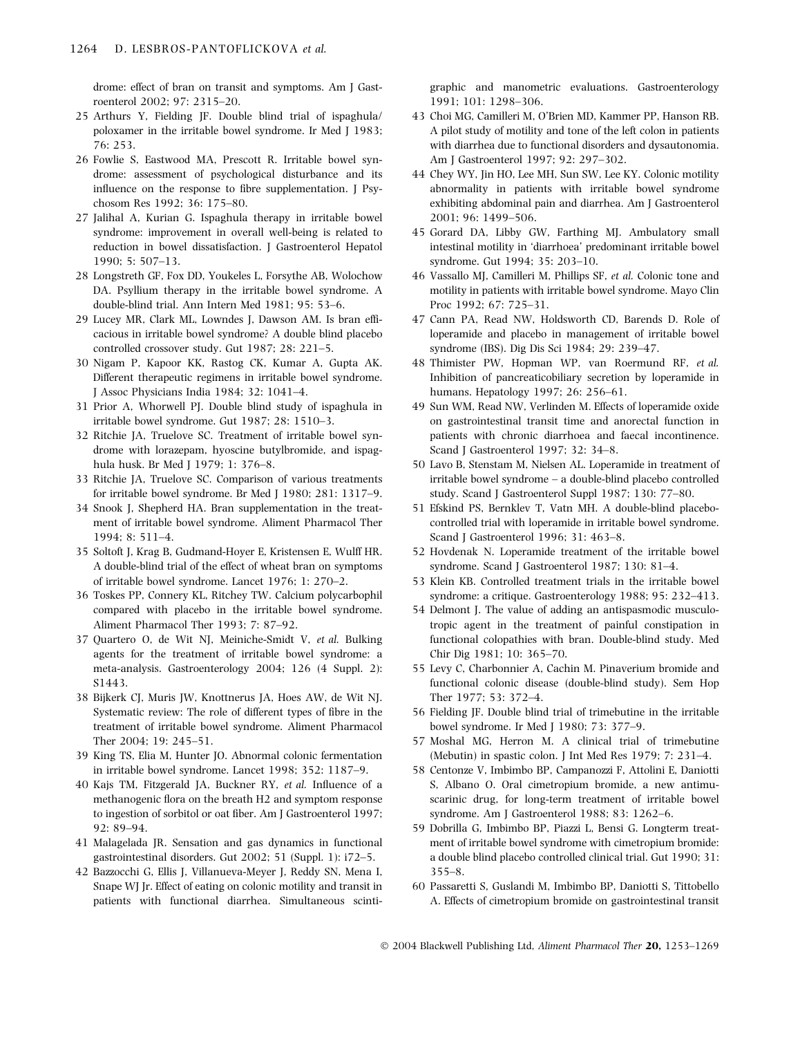drome: effect of bran on transit and symptoms. Am J Gastroenterol 2002; 97: 2315–20.

25 Arthurs Y, Fielding JF. Double blind trial of ispaghula/poloxamer in the irritable bowel syndrome. Ir Med J 1983; 76: 253.

26 Fowlie S, Eastwood MA, Prescott R. Irritable bowel syndrome: assessment of psychological disturbance and its influence on the response to fibre supplementation. J Psychosom Res 1992; 36: 175–80.

27 Jalihal A, Kurian G. Ispaghula therapy in irritable bowel syndrome: improvement in overall well-being is related to reduction in bowel dissatisfaction. J Gastroenterol Hepatol 1990; 5: 507–13.

28 Longstreth GF, Fox DD, Youkeles L, Forsythe AB, Wolochow DA. Psyllium therapy in the irritable bowel syndrome. A double-blind trial. Ann Intern Med 1981; 95: 53–6.

29 Lucey MR, Clark ML, Lowndes J, Dawson AM. Is bran efficacious in irritable bowel syndrome? A double blind placebo controlled crossover study. Gut 1987; 28: 221–5.

30 Nigam P, Kapoor KK, Rastog CK, Kumar A, Gupta AK. Different therapeutic regimens in irritable bowel syndrome. J Assoc Physicians India 1984; 32: 1041–4.

31 Prior A, Whorwell PJ. Double blind study of ispaghula in irritable bowel syndrome. Gut 1987; 28: 1510–3.

32 Ritchie JA, Truelove SC. Treatment of irritable bowel syndrome with lorazepam, hyoscine butylbromide, and ispaghula husk. Br Med J 1979; 1: 376–8.

33 Ritchie JA, Truelove SC. Comparison of various treatments for irritable bowel syndrome. Br Med J 1980; 281: 1317–9.

34 Snook J, Shepherd HA. Bran supplementation in the treatment of irritable bowel syndrome. Aliment Pharmacol Ther 1994; 8: 511–4.

35 Soltoft J, Krag B, Gudmand-Hoyer E, Kristensen E, Wulff HR. A double-blind trial of the effect of wheat bran on symptoms of irritable bowel syndrome. Lancet 1976; 1: 270–2.

36 Toskes PP, Connery KL, Ritchey TW. Calcium polycarbophil compared with placebo in the irritable bowel syndrome. Aliment Pharmacol Ther 1993; 7: 87–92.

37 Quartero O, de Wit NJ, Meiniche-Smidt V, *et al.* Bulking agents for the treatment of irritable bowel syndrome: a meta-analysis. Gastroenterology 2004; 126 (4 Suppl. 2): S1443.

38 Bijkerk CJ, Muris JW, Knottnerus JA, Hoes AW, de Wit NJ. Systematic review: The role of different types of fibre in the treatment of irritable bowel syndrome. Aliment Pharmacol Ther 2004; 19: 245–51.

39 King TS, Elia M, Hunter JO. Abnormal colonic fermentation in irritable bowel syndrome. Lancet 1998; 352: 1187–9.

40 Kajs TM, Fitzgerald JA, Buckner RY, *et al.* Influence of a methanogenic flora on the breath H2 and symptom response to ingestion of sorbitol or oat fiber. Am J Gastroenterol 1997; 92: 89–94.

41 Malagelada JR. Sensation and gas dynamics in functional gastrointestinal disorders. Gut 2002; 51 (Suppl. 1): i72–5.

42 Bazzocchi G, Ellis J, Villanueva-Meyer J, Reddy SN, Mena I, Snape WJ Jr. Effect of eating on colonic motility and transit in patients with functional diarrhea. Simultaneous scintigraphic and manometric evaluations. Gastroenterology 1991; 101: 1298–306.

43 Choi MG, Camilleri M, O'Brien MD, Kammer PP, Hanson RB. A pilot study of motility and tone of the left colon in patients with diarrhea due to functional disorders and dysautonomia. Am J Gastroenterol 1997; 92: 297–302.

44 Chey WY, Jin HO, Lee MH, Sun SW, Lee KY. Colonic motility abnormality in patients with irritable bowel syndrome exhibiting abdominal pain and diarrhea. Am J Gastroenterol 2001; 96: 1499–506.

45 Gorard DA, Libby GW, Farthing MJ. Ambulatory small intestinal motility in 'diarrhoea' predominant irritable bowel syndrome. Gut 1994; 35: 203–10.

46 Vassallo MJ, Camilleri M, Phillips SF, *et al.* Colonic tone and motility in patients with irritable bowel syndrome. Mayo Clin Proc 1992; 67: 725–31.

47 Cann PA, Read NW, Holdsworth CD, Barends D. Role of loperamide and placebo in management of irritable bowel syndrome (IBS). Dig Dis Sci 1984; 29: 239–47.

48 Thimister PW, Hopman WP, van Roermund RF, *et al.* Inhibition of pancreaticobiliary secretion by loperamide in humans. Hepatology 1997; 26: 256–61.

49 Sun WM, Read NW, Verlinden M. Effects of loperamide oxide on gastrointestinal transit time and anorectal function in patients with chronic diarrhoea and faecal incontinence. Scand J Gastroenterol 1997; 32: 34–8.

50 Lavo B, Stenstam M, Nielsen AL. Loperamide in treatment of irritable bowel syndrome – a double-blind placebo controlled study. Scand J Gastroenterol Suppl 1987; 130: 77–80.

51 Efskind PS, Bernklev T, Vatn MH. A double-blind placebo-controlled trial with loperamide in irritable bowel syndrome. Scand J Gastroenterol 1996; 31: 463–8.

52 Hovdenak N. Loperamide treatment of the irritable bowel syndrome. Scand J Gastroenterol 1987; 130: 81–4.

53 Klein KB. Controlled treatment trials in the irritable bowel syndrome: a critique. Gastroenterology 1988; 95: 232–413.

54 Delmont J. The value of adding an antispasmodic musculotropic agent in the treatment of painful constipation in functional colopathies with bran. Double-blind study. Med Chir Dig 1981; 10: 365–70.

55 Levy C, Charbonnier A, Cachin M. Pinaverium bromide and functional colonic disease (double-blind study). Sem Hop Ther 1977; 53: 372–4.

56 Fielding JF. Double blind trial of trimebutine in the irritable bowel syndrome. Ir Med J 1980; 73: 377–9.

57 Moshal MG, Herron M. A clinical trial of trimebutine (Mebutin) in spastic colon. J Int Med Res 1979; 7: 231–4.

58 Centonze V, Imbimbo BP, Campanozzi F, Attolini E, Daniotti S, Albano O. Oral cimetropium bromide, a new antimuscarinic drug, for long-term treatment of irritable bowel syndrome. Am J Gastroenterol 1988; 83: 1262–6.

59 Dobrilla G, Imbimbo BP, Piazzi L, Bensi G. Longterm treatment of irritable bowel syndrome with cimetropium bromide: a double blind placebo controlled clinical trial. Gut 1990; 31: 355–8.

60 Passaretti S, Guslandi M, Imbimbo BP, Daniotti S, Tittobello A. Effects of cimetropium bromide on gastrointestinal transit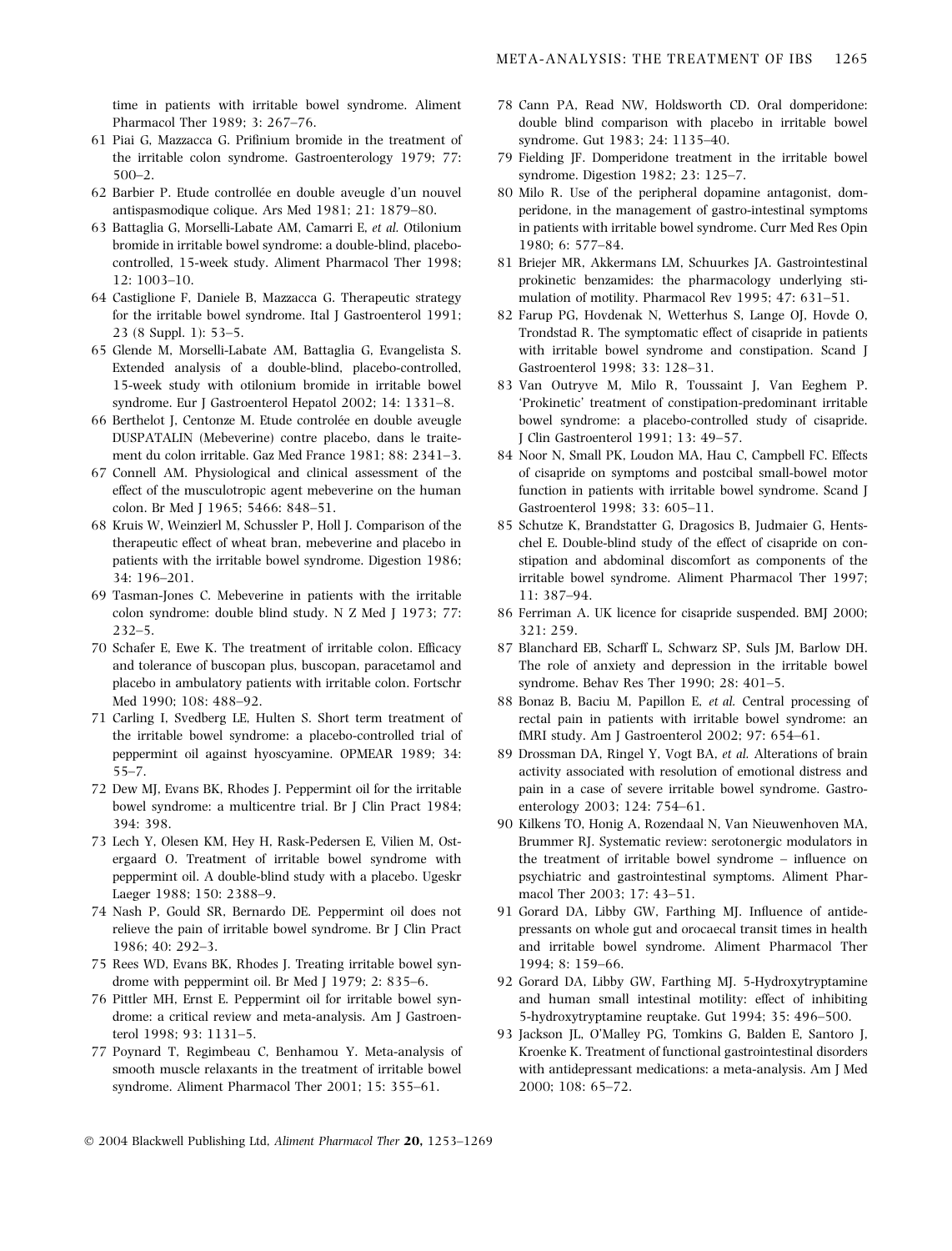time in patients with irritable bowel syndrome. Aliment Pharmacol Ther 1989; 3: 267–76.

61 Piai G, Mazzacca G. Prifinium bromide in the treatment of the irritable colon syndrome. Gastroenterology 1979; 77: 500–2.

62 Barbier P. Etude controllée en double aveugle d'un nouvel antispasmodique colique. Ars Med 1981; 21: 1879–80.

63 Battaglia G, Morselli-Labate AM, Camarri E, *et al.* Otilonium bromide in irritable bowel syndrome: a double-blind, placebo-controlled, 15-week study. Aliment Pharmacol Ther 1998; 12: 1003–10.

64 Castiglione F, Daniele B, Mazzacca G. Therapeutic strategy for the irritable bowel syndrome. Ital J Gastroenterol 1991; 23 (8 Suppl. 1): 53–5.

65 Glende M, Morselli-Labate AM, Battaglia G, Evangelista S. Extended analysis of a double-blind, placebo-controlled, 15-week study with otilonium bromide in irritable bowel syndrome. Eur J Gastroenterol Hepatol 2002; 14: 1331–8.

66 Berthelot J, Centonze M. Etude controlée en double aveugle DUSPATALIN (Mebeverine) contre placebo, dans le traitement du colon irritable. Gaz Med France 1981; 88: 2341–3.

67 Connell AM. Physiological and clinical assessment of the effect of the musculotropic agent mebeverine on the human colon. Br Med J 1965; 5466: 848–51.

68 Kruis W, Weinzierl M, Schussler P, Holl J. Comparison of the therapeutic effect of wheat bran, mebeverine and placebo in patients with the irritable bowel syndrome. Digestion 1986; 34: 196–201.

69 Tasman-Jones C. Mebeverine in patients with the irritable colon syndrome: double blind study. N Z Med J 1973; 77: 232–5.

70 Schafer E, Ewe K. The treatment of irritable colon. Efficacy and tolerance of buscopan plus, buscopan, paracetamol and placebo in ambulatory patients with irritable colon. Fortschr Med 1990; 108: 488–92.

71 Carling I, Svedberg LE, Hulten S. Short term treatment of the irritable bowel syndrome: a placebo-controlled trial of peppermint oil against hyoscyamine. OPMEAR 1989; 34: 55–7.

72 Dew MJ, Evans BK, Rhodes J. Peppermint oil for the irritable bowel syndrome: a multicentre trial. Br J Clin Pract 1984; 394: 398.

73 Lech Y, Olesen KM, Hey H, Rask-Pedersen E, Vilien M, Ostergaard O. Treatment of irritable bowel syndrome with peppermint oil. A double-blind study with a placebo. Ugeskr Laeger 1988; 150: 2388–9.

74 Nash P, Gould SR, Bernardo DE. Peppermint oil does not relieve the pain of irritable bowel syndrome. Br J Clin Pract 1986; 40: 292–3.

75 Rees WD, Evans BK, Rhodes J. Treating irritable bowel syndrome with peppermint oil. Br Med J 1979; 2: 835–6.

76 Pittler MH, Ernst E. Peppermint oil for irritable bowel syndrome: a critical review and meta-analysis. Am J Gastroenterol 1998; 93: 1131–5.

77 Poynard T, Regimbeau C, Benhamou Y. Meta-analysis of smooth muscle relaxants in the treatment of irritable bowel syndrome. Aliment Pharmacol Ther 2001; 15: 355–61.

78 Cann PA, Read NW, Holdsworth CD. Oral domperidone: double blind comparison with placebo in irritable bowel syndrome. Gut 1983; 24: 1135–40.

79 Fielding JF. Domperidone treatment in the irritable bowel syndrome. Digestion 1982; 23: 125–7.

80 Milo R. Use of the peripheral dopamine antagonist, domperidone, in the management of gastro-intestinal symptoms in patients with irritable bowel syndrome. Curr Med Res Opin 1980; 6: 577–84.

81 Briejer MR, Akkermans LM, Schuurkes JA. Gastrointestinal prokinetic benzamides: the pharmacology underlying stimulation of motility. Pharmacol Rev 1995; 47: 631–51.

82 Farup PG, Hovdenak N, Wetterhus S, Lange OJ, Hovde O, Trondstad R. The symptomatic effect of cisapride in patients with irritable bowel syndrome and constipation. Scand J Gastroenterol 1998; 33: 128–31.

83 Van Outryve M, Milo R, Toussaint J, Van Eeghem P. 'Prokinetic' treatment of constipation-predominant irritable bowel syndrome: a placebo-controlled study of cisapride. J Clin Gastroenterol 1991; 13: 49–57.

84 Noor N, Small PK, Loudon MA, Hau C, Campbell FC. Effects of cisapride on symptoms and postcibal small-bowel motor function in patients with irritable bowel syndrome. Scand J Gastroenterol 1998; 33: 605–11.

85 Schutze K, Brandstatter G, Dragosics B, Judmaier G, Hentschel E. Double-blind study of the effect of cisapride on constipation and abdominal discomfort as components of the irritable bowel syndrome. Aliment Pharmacol Ther 1997; 11: 387–94.

86 Ferriman A. UK licence for cisapride suspended. BMJ 2000; 321: 259.

87 Blanchard EB, Scharff L, Schwarz SP, Suls JM, Barlow DH. The role of anxiety and depression in the irritable bowel syndrome. Behav Res Ther 1990; 28: 401–5.

88 Bonaz B, Baciu M, Papillon E, *et al.* Central processing of rectal pain in patients with irritable bowel syndrome: an fMRI study. Am J Gastroenterol 2002; 97: 654–61.

89 Drossman DA, Ringel Y, Vogt BA, *et al.* Alterations of brain activity associated with resolution of emotional distress and pain in a case of severe irritable bowel syndrome. Gastroenterology 2003; 124: 754–61.

90 Kilkens TO, Honig A, Rozendaal N, Van Nieuwenhoven MA, Brummer RJ. Systematic review: serotonergic modulators in the treatment of irritable bowel syndrome – influence on psychiatric and gastrointestinal symptoms. Aliment Pharmacol Ther 2003; 17: 43–51.

91 Gorard DA, Libby GW, Farthing MJ. Influence of antidepressants on whole gut and orocaecal transit times in health and irritable bowel syndrome. Aliment Pharmacol Ther 1994; 8: 159–66.

92 Gorard DA, Libby GW, Farthing MJ. 5-Hydroxytryptamine and human small intestinal motility: effect of inhibiting 5-hydroxytryptamine reuptake. Gut 1994; 35: 496–500.

93 Jackson JL, O'Malley PG, Tomkins G, Balden E, Santoro J, Kroenke K. Treatment of functional gastrointestinal disorders with antidepressant medications: a meta-analysis. Am J Med 2000; 108: 65–72.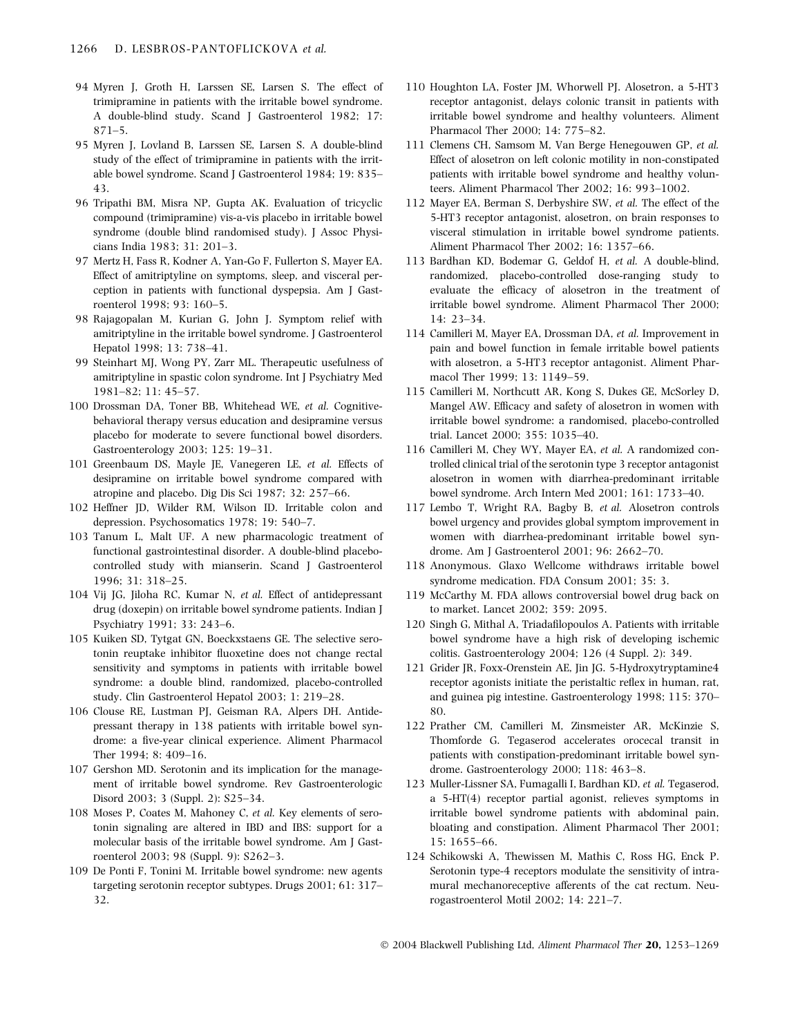94 Myren J, Groth H, Larssen SE, Larsen S. The effect of trimipramine in patients with the irritable bowel syndrome. A double-blind study. Scand J Gastroenterol 1982; 17: 871–5.

95 Myren J, Lovland B, Larssen SE, Larsen S. A double-blind study of the effect of trimipramine in patients with the irritable bowel syndrome. Scand J Gastroenterol 1984; 19: 835–43.

96 Tripathi BM, Misra NP, Gupta AK. Evaluation of tricyclic compound (trimipramine) vis-a-vis placebo in irritable bowel syndrome (double blind randomised study). J Assoc Physicians India 1983; 31: 201–3.

97 Mertz H, Fass R, Kodner A, Yan-Go F, Fullerton S, Mayer EA. Effect of amitriptyline on symptoms, sleep, and visceral perception in patients with functional dyspepsia. Am J Gastroenterol 1998; 93: 160–5.

98 Rajagopalan M, Kurian G, John J. Symptom relief with amitriptyline in the irritable bowel syndrome. J Gastroenterol Hepatol 1998; 13: 738–41.

99 Steinhart MJ, Wong PY, Zarr ML. Therapeutic usefulness of amitriptyline in spastic colon syndrome. Int J Psychiatry Med 1981–82; 11: 45–57.

100 Drossman DA, Toner BB, Whitehead WE, *et al.* Cognitive-behavioral therapy versus education and desipramine versus placebo for moderate to severe functional bowel disorders. Gastroenterology 2003; 125: 19–31.

101 Greenbaum DS, Mayle JE, Vanegeren LE, *et al.* Effects of desipramine on irritable bowel syndrome compared with atropine and placebo. Dig Dis Sci 1987; 32: 257–66.

102 Heffner JD, Wilder RM, Wilson ID. Irritable colon and depression. Psychosomatics 1978; 19: 540–7.

103 Tanum L, Malt UF. A new pharmacologic treatment of functional gastrointestinal disorder. A double-blind placebo-controlled study with mianserin. Scand J Gastroenterol 1996; 31: 318–25.

104 Vij JG, Jiloha RC, Kumar N, *et al.* Effect of antidepressant drug (doxepin) on irritable bowel syndrome patients. Indian J Psychiatry 1991; 33: 243–6.

105 Kuiken SD, Tytgat GN, Boeckxstaens GE. The selective serotonin reuptake inhibitor fluoxetine does not change rectal sensitivity and symptoms in patients with irritable bowel syndrome: a double blind, randomized, placebo-controlled study. Clin Gastroenterol Hepatol 2003; 1: 219–28.

106 Clouse RE, Lustman PJ, Geisman RA, Alpers DH. Antidepressant therapy in 138 patients with irritable bowel syndrome: a five-year clinical experience. Aliment Pharmacol Ther 1994; 8: 409–16.

107 Gershon MD. Serotonin and its implication for the management of irritable bowel syndrome. Rev Gastroenterologic Disord 2003; 3 (Suppl. 2): S25–34.

108 Moses P, Coates M, Mahoney C, *et al.* Key elements of serotonin signaling are altered in IBD and IBS: support for a molecular basis of the irritable bowel syndrome. Am J Gastroenterol 2003; 98 (Suppl. 9): S262–3.

109 De Ponti F, Tonini M. Irritable bowel syndrome: new agents targeting serotonin receptor subtypes. Drugs 2001; 61: 317–32.

110 Houghton LA, Foster JM, Whorwell PJ. Alosetron, a 5-HT3 receptor antagonist, delays colonic transit in patients with irritable bowel syndrome and healthy volunteers. Aliment Pharmacol Ther 2000; 14: 775–82.

111 Clemens CH, Samsom M, Van Berge Henegouwen GP, *et al.* Effect of alosetron on left colonic motility in non-constipated patients with irritable bowel syndrome and healthy volunteers. Aliment Pharmacol Ther 2002; 16: 993–1002.

112 Mayer EA, Berman S, Derbyshire SW, *et al.* The effect of the 5-HT3 receptor antagonist, alosetron, on brain responses to visceral stimulation in irritable bowel syndrome patients. Aliment Pharmacol Ther 2002; 16: 1357–66.

113 Bardhan KD, Bodemar G, Geldof H, *et al.* A double-blind, randomized, placebo-controlled dose-ranging study to evaluate the efficacy of alosetron in the treatment of irritable bowel syndrome. Aliment Pharmacol Ther 2000; 14: 23–34.

114 Camilleri M, Mayer EA, Drossman DA, *et al.* Improvement in pain and bowel function in female irritable bowel patients with alosetron, a 5-HT3 receptor antagonist. Aliment Pharmacol Ther 1999; 13: 1149–59.

115 Camilleri M, Northcutt AR, Kong S, Dukes GE, McSorley D, Mangel AW. Efficacy and safety of alosetron in women with irritable bowel syndrome: a randomised, placebo-controlled trial. Lancet 2000; 355: 1035–40.

116 Camilleri M, Chey WY, Mayer EA, *et al.* A randomized controlled clinical trial of the serotonin type 3 receptor antagonist alosetron in women with diarrhea-predominant irritable bowel syndrome. Arch Intern Med 2001; 161: 1733–40.

117 Lembo T, Wright RA, Bagby B, *et al.* Alosetron controls bowel urgency and provides global symptom improvement in women with diarrhea-predominant irritable bowel syndrome. Am J Gastroenterol 2001; 96: 2662–70.

118 Anonymous. Glaxo Wellcome withdraws irritable bowel syndrome medication. FDA Consum 2001; 35: 3.

119 McCarthy M. FDA allows controversial bowel drug back on to market. Lancet 2002; 359: 2095.

120 Singh G, Mithal A, Triadafilopoulos A. Patients with irritable bowel syndrome have a high risk of developing ischemic colitis. Gastroenterology 2004; 126 (4 Suppl. 2): 349.

121 Grider JR, Foxx-Orenstein AE, Jin JG. 5-Hydroxytryptamine4 receptor agonists initiate the peristaltic reflex in human, rat, and guinea pig intestine. Gastroenterology 1998; 115: 370–80.

122 Prather CM, Camilleri M, Zinsmeister AR, McKinzie S, Thomforde G. Tegaserod accelerates orocecal transit in patients with constipation-predominant irritable bowel syndrome. Gastroenterology 2000; 118: 463–8.

123 Muller-Lissner SA, Fumagalli I, Bardhan KD, *et al.* Tegaserod, a 5-HT(4) receptor partial agonist, relieves symptoms in irritable bowel syndrome patients with abdominal pain, bloating and constipation. Aliment Pharmacol Ther 2001; 15: 1655–66.

124 Schikowski A, Thewissen M, Mathis C, Ross HG, Enck P. Serotonin type-4 receptors modulate the sensitivity of intramural mechanoreceptive afferents of the cat rectum. Neurogastroenterol Motil 2002; 14: 221–7.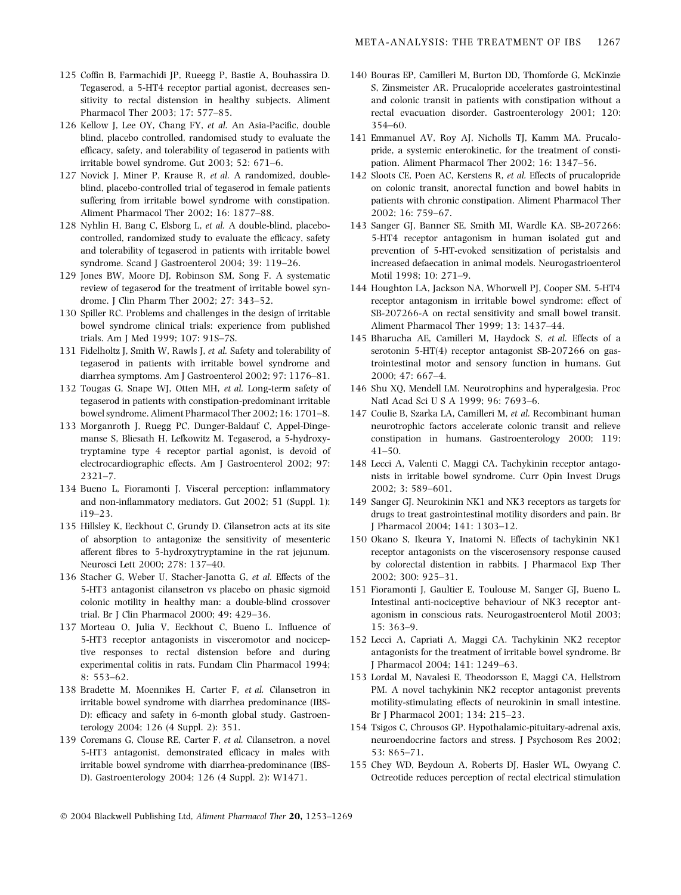125 Coffin B, Farmachidi JP, Rueegg P, Bastie A, Bouhassira D. Tegaserod, a 5-HT4 receptor partial agonist, decreases sensitivity to rectal distension in healthy subjects. Aliment Pharmacol Ther 2003; 17: 577–85.

126 Kellow J, Lee OY, Chang FY, *et al.* An Asia-Pacific, double blind, placebo controlled, randomised study to evaluate the efficacy, safety, and tolerability of tegaserod in patients with irritable bowel syndrome. Gut 2003; 52: 671–6.

127 Novick J, Miner P, Krause R, *et al.* A randomized, double-blind, placebo-controlled trial of tegaserod in female patients suffering from irritable bowel syndrome with constipation. Aliment Pharmacol Ther 2002; 16: 1877–88.

128 Nyhlin H, Bang C, Elsborg L, *et al.* A double-blind, placebo-controlled, randomized study to evaluate the efficacy, safety and tolerability of tegaserod in patients with irritable bowel syndrome. Scand J Gastroenterol 2004; 39: 119–26.

129 Jones BW, Moore DJ, Robinson SM, Song F. A systematic review of tegaserod for the treatment of irritable bowel syndrome. J Clin Pharm Ther 2002; 27: 343–52.

130 Spiller RC. Problems and challenges in the design of irritable bowel syndrome clinical trials: experience from published trials. Am J Med 1999; 107: 91S–7S.

131 Fidelholtz J, Smith W, Rawls J, *et al.* Safety and tolerability of tegaserod in patients with irritable bowel syndrome and diarrhea symptoms. Am J Gastroenterol 2002; 97: 1176–81.

132 Tougas G, Snape WJ, Otten MH, *et al.* Long-term safety of tegaserod in patients with constipation-predominant irritable bowel syndrome. Aliment Pharmacol Ther 2002; 16: 1701–8.

133 Morganroth J, Ruegg PC, Dunger-Baldauf C, Appel-Dingemanse S, Bliesath H, Lefkowitz M. Tegaserod, a 5-hydroxytryptamine type 4 receptor partial agonist, is devoid of electrocardiographic effects. Am J Gastroenterol 2002; 97: 2321–7.

134 Bueno L, Fioramonti J. Visceral perception: inflammatory and non-inflammatory mediators. Gut 2002; 51 (Suppl. 1): i19–23.

135 Hillsley K, Eeckhout C, Grundy D. Cilansetron acts at its site of absorption to antagonize the sensitivity of mesenteric afferent fibres to 5-hydroxytryptamine in the rat jejunum. Neurosci Lett 2000; 278: 137–40.

136 Stacher G, Weber U, Stacher-Janotta G, *et al.* Effects of the 5-HT3 antagonist cilansetron vs placebo on phasic sigmoid colonic motility in healthy man: a double-blind crossover trial. Br J Clin Pharmacol 2000; 49: 429–36.

137 Morteau O, Julia V, Eeckhout C, Bueno L. Influence of 5-HT3 receptor antagonists in visceromotor and nociceptive responses to rectal distension before and during experimental colitis in rats. Fundam Clin Pharmacol 1994; 8: 553–62.

138 Bradette M, Moennikes H, Carter F, *et al.* Cilansetron in irritable bowel syndrome with diarrhea predominance (IBS-D): efficacy and safety in 6-month global study. Gastroenterology 2004; 126 (4 Suppl. 2): 351.

139 Coremans G, Clouse RE, Carter F, *et al.* Cilansetron, a novel 5-HT3 antagonist, demonstrated efficacy in males with irritable bowel syndrome with diarrhea-predominance (IBS-D). Gastroenterology 2004; 126 (4 Suppl. 2): W1471.

140 Bouras EP, Camilleri M, Burton DD, Thomforde G, McKinzie S, Zinsmeister AR. Prucalopride accelerates gastrointestinal and colonic transit in patients with constipation without a rectal evacuation disorder. Gastroenterology 2001; 120: 354–60.

141 Emmanuel AV, Roy AJ, Nicholls TJ, Kamm MA. Prucalopride, a systemic enterokinetic, for the treatment of constipation. Aliment Pharmacol Ther 2002; 16: 1347–56.

142 Sloots CE, Poen AC, Kerstens R, *et al.* Effects of prucalopride on colonic transit, anorectal function and bowel habits in patients with chronic constipation. Aliment Pharmacol Ther 2002; 16: 759–67.

143 Sanger GJ, Banner SE, Smith MI, Wardle KA. SB-207266: 5-HT4 receptor antagonism in human isolated gut and prevention of 5-HT-evoked sensitization of peristalsis and increased defaecation in animal models. Neurogastroenterol Motil 1998; 10: 271–9.

144 Houghton LA, Jackson NA, Whorwell PJ, Cooper SM. 5-HT4 receptor antagonism in irritable bowel syndrome: effect of SB-207266-A on rectal sensitivity and small bowel transit. Aliment Pharmacol Ther 1999; 13: 1437–44.

145 Bharucha AE, Camilleri M, Haydock S, *et al.* Effects of a serotonin 5-HT(4) receptor antagonist SB-207266 on gastrointestinal motor and sensory function in humans. Gut 2000; 47: 667–4.

146 Shu XQ, Mendell LM. Neurotrophins and hyperalgesia. Proc Natl Acad Sci U S A 1999; 96: 7693–6.

147 Coulie B, Szarka LA, Camilleri M, *et al.* Recombinant human neurotrophic factors accelerate colonic transit and relieve constipation in humans. Gastroenterology 2000; 119: 41–50.

148 Lecci A, Valenti C, Maggi CA. Tachykinin receptor antagonists in irritable bowel syndrome. Curr Opin Invest Drugs 2002; 3: 589–601.

149 Sanger GJ. Neurokinin NK1 and NK3 receptors as targets for drugs to treat gastrointestinal motility disorders and pain. Br J Pharmacol 2004; 141: 1303–12.

150 Okano S, Ikeura Y, Inatomi N. Effects of tachykinin NK1 receptor antagonists on the viscerosensory response caused by colorectal distention in rabbits. J Pharmacol Exp Ther 2002; 300: 925–31.

151 Fioramonti J, Gaultier E, Toulouse M, Sanger GJ, Bueno L. Intestinal anti-nociceptive behaviour of NK3 receptor antagonism in conscious rats. Neurogastroenterol Motil 2003; 15: 363–9.

152 Lecci A, Capriati A, Maggi CA. Tachykinin NK2 receptor antagonists for the treatment of irritable bowel syndrome. Br J Pharmacol 2004; 141: 1249–63.

153 Lordal M, Navalesi E, Theodorsson E, Maggi CA, Hellstrom PM. A novel tachykinin NK2 receptor antagonist prevents motility-stimulating effects of neurokinin in small intestine. Br J Pharmacol 2001; 134: 215–23.

154 Tsigos C, Chrousos GP. Hypothalamic-pituitary-adrenal axis, neuroendocrine factors and stress. J Psychosom Res 2002; 53: 865–71.

155 Chey WD, Beydoun A, Roberts DJ, Hasler WL, Owyang C. Octreotide reduces perception of rectal electrical stimulation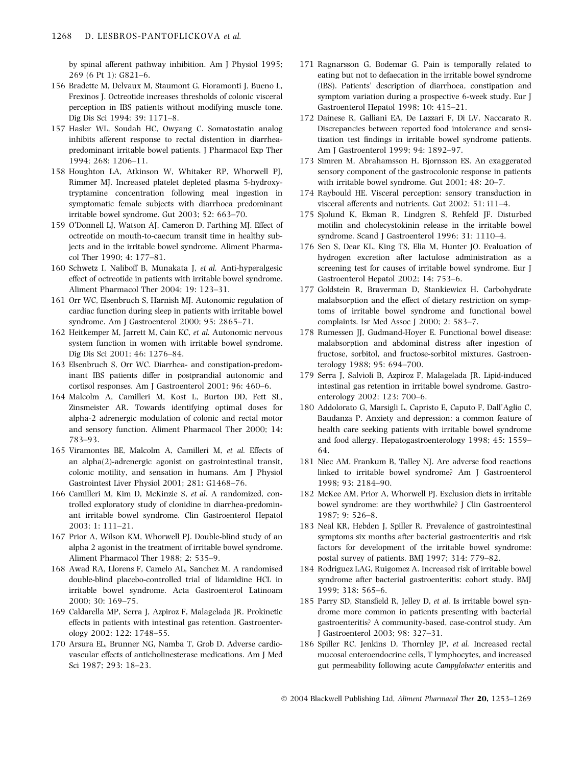by spinal afferent pathway inhibition. Am J Physiol 1995; 269 (6 Pt 1): G821–6.

156 Bradette M, Delvaux M, Staumont G, Fioramonti J, Bueno L, Frexinos J. Octreotide increases thresholds of colonic visceral perception in IBS patients without modifying muscle tone. Dig Dis Sci 1994; 39: 1171–8.

157 Hasler WL, Soudah HC, Owyang C. Somatostatin analog inhibits afferent response to rectal distention in diarrhea-predominant irritable bowel patients. J Pharmacol Exp Ther 1994; 268: 1206–11.

158 Houghton LA, Atkinson W, Whitaker RP, Whorwell PJ, Rimmer MJ. Increased platelet depleted plasma 5-hydroxytryptamine concentration following meal ingestion in symptomatic female subjects with diarrhoea predominant irritable bowel syndrome. Gut 2003; 52: 663–70.

159 O'Donnell LJ, Watson AJ, Cameron D, Farthing MJ. Effect of octreotide on mouth-to-caecum transit time in healthy subjects and in the irritable bowel syndrome. Aliment Pharmacol Ther 1990; 4: 177–81.

160 Schwetz I, Naliboff B, Munakata J, *et al.* Anti-hyperalgesic effect of octreotide in patients with irritable bowel syndrome. Aliment Pharmacol Ther 2004; 19: 123–31.

161 Orr WC, Elsenbruch S, Harnish MJ. Autonomic regulation of cardiac function during sleep in patients with irritable bowel syndrome. Am J Gastroenterol 2000; 95: 2865–71.

162 Heitkemper M, Jarrett M, Cain KC, *et al.* Autonomic nervous system function in women with irritable bowel syndrome. Dig Dis Sci 2001; 46: 1276–84.

163 Elsenbruch S, Orr WC. Diarrhea- and constipation-predominant IBS patients differ in postprandial autonomic and cortisol responses. Am J Gastroenterol 2001; 96: 460–6.

164 Malcolm A, Camilleri M, Kost L, Burton DD, Fett SL, Zinsmeister AR. Towards identifying optimal doses for alpha-2 adrenergic modulation of colonic and rectal motor and sensory function. Aliment Pharmacol Ther 2000; 14: 783–93.

165 Viramontes BE, Malcolm A, Camilleri M, *et al.* Effects of an alpha(2)-adrenergic agonist on gastrointestinal transit, colonic motility, and sensation in humans. Am J Physiol Gastrointest Liver Physiol 2001; 281: G1468–76.

166 Camilleri M, Kim D, McKinzie S, *et al.* A randomized, controlled exploratory study of clonidine in diarrhea-predominant irritable bowel syndrome. Clin Gastroenterol Hepatol 2003; 1: 111–21.

167 Prior A, Wilson KM, Whorwell PJ. Double-blind study of an alpha 2 agonist in the treatment of irritable bowel syndrome. Aliment Pharmacol Ther 1988; 2: 535–9.

168 Awad RA, Llorens F, Camelo AL, Sanchez M. A randomised double-blind placebo-controlled trial of lidamidine HCL in irritable bowel syndrome. Acta Gastroenterol Latinoam 2000; 30: 169–75.

169 Caldarella MP, Serra J, Azpiroz F, Malagelada JR. Prokinetic effects in patients with intestinal gas retention. Gastroenterology 2002; 122: 1748–55.

170 Arsura EL, Brunner NG, Namba T, Grob D. Adverse cardiovascular effects of anticholinesterase medications. Am J Med Sci 1987; 293: 18–23.

171 Ragnarsson G, Bodemar G. Pain is temporally related to eating but not to defaecation in the irritable bowel syndrome (IBS). Patients' description of diarrhoea, constipation and symptom variation during a prospective 6-week study. Eur J Gastroenterol Hepatol 1998; 10: 415–21.

172 Dainese R, Galliani EA, De Lazzari F, Di LV, Naccarato R. Discrepancies between reported food intolerance and sensitization test findings in irritable bowel syndrome patients. Am J Gastroenterol 1999; 94: 1892–97.

173 Simren M, Abrahamsson H, Bjornsson ES. An exaggerated sensory component of the gastrocolonic response in patients with irritable bowel syndrome. Gut 2001; 48: 20–7.

174 Raybould HE. Visceral perception: sensory transduction in visceral afferents and nutrients. Gut 2002; 51: i11–4.

175 Sjolund K, Ekman R, Lindgren S, Rehfeld JF. Disturbed motilin and cholecystokinin release in the irritable bowel syndrome. Scand J Gastroenterol 1996; 31: 1110–4.

176 Sen S, Dear KL, King TS, Elia M, Hunter JO. Evaluation of hydrogen excretion after lactulose administration as a screening test for causes of irritable bowel syndrome. Eur J Gastroenterol Hepatol 2002; 14: 753–6.

177 Goldstein R, Braverman D, Stankiewicz H. Carbohydrate malabsorption and the effect of dietary restriction on symptoms of irritable bowel syndrome and functional bowel complaints. Isr Med Assoc J 2000; 2: 583–7.

178 Rumessen JJ, Gudmand-Hoyer E. Functional bowel disease: malabsorption and abdominal distress after ingestion of fructose, sorbitol, and fructose-sorbitol mixtures. Gastroenterology 1988; 95: 694–700.

179 Serra J, Salvioli B, Azpiroz F, Malagelada JR. Lipid-induced intestinal gas retention in irritable bowel syndrome. Gastroenterology 2002; 123: 700–6.

180 Addolorato G, Marsigli L, Capristo E, Caputo F, Dall'Aglio C, Baudanza P. Anxiety and depression: a common feature of health care seeking patients with irritable bowel syndrome and food allergy. Hepatogastroenterology 1998; 45: 1559–64.

181 Niec AM, Frankum B, Talley NJ. Are adverse food reactions linked to irritable bowel syndrome? Am J Gastroenterol 1998; 93: 2184–90.

182 McKee AM, Prior A, Whorwell PJ. Exclusion diets in irritable bowel syndrome: are they worthwhile? J Clin Gastroenterol 1987; 9: 526–8.

183 Neal KR, Hebden J, Spiller R. Prevalence of gastrointestinal symptoms six months after bacterial gastroenteritis and risk factors for development of the irritable bowel syndrome: postal survey of patients. BMJ 1997; 314: 779–82.

184 Rodriguez LAG, Ruigomez A. Increased risk of irritable bowel syndrome after bacterial gastroenteritis: cohort study. BMJ 1999; 318: 565–6.

185 Parry SD, Stansfield R, Jelley D, *et al.* Is irritable bowel syndrome more common in patients presenting with bacterial gastroenteritis? A community-based, case-control study. Am J Gastroenterol 2003; 98: 327–31.

186 Spiller RC, Jenkins D, Thornley JP, *et al.* Increased rectal mucosal enteroendocrine cells, T lymphocytes, and increased gut permeability following acute *Campylobacter* enteritis and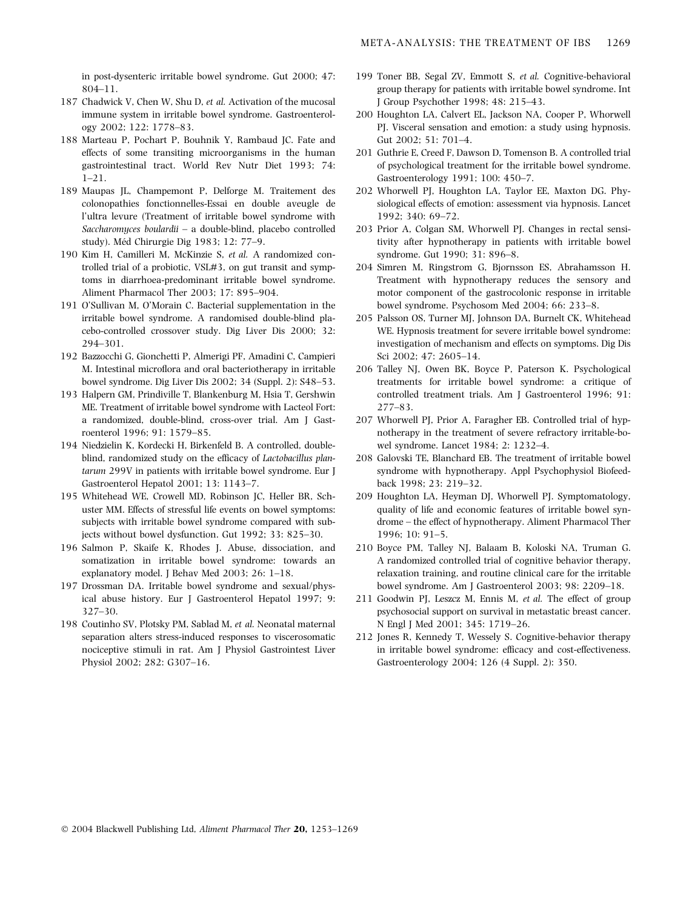in post-dysenteric irritable bowel syndrome. Gut 2000; 47: 804–11.

187 Chadwick V, Chen W, Shu D, *et al.* Activation of the mucosal immune system in irritable bowel syndrome. Gastroenterology 2002; 122: 1778–83.

188 Marteau P, Pochart P, Bouhnik Y, Rambaud JC. Fate and effects of some transiting microorganisms in the human gastrointestinal tract. World Rev Nutr Diet 1993; 74: 1–21.

189 Maupas JL, Champemont P, Delforge M. Traitement des colonopathies fonctionnelles-Essai en double aveugle de l'ultra levure (Treatment of irritable bowel syndrome with *Saccharomyces boulardii* – a double-blind, placebo controlled study). Méd Chirurgie Dig 1983; 12: 77–9.

190 Kim H, Camilleri M, McKinzie S, *et al.* A randomized controlled trial of a probiotic, VSL#3, on gut transit and symptoms in diarrhoea-predominant irritable bowel syndrome. Aliment Pharmacol Ther 2003; 17: 895–904.

191 O'Sullivan M, O'Morain C. Bacterial supplementation in the irritable bowel syndrome. A randomised double-blind placebo-controlled crossover study. Dig Liver Dis 2000; 32: 294–301.

192 Bazzocchi G, Gionchetti P, Almerigi PF, Amadini C, Campieri M. Intestinal microflora and oral bacteriotherapy in irritable bowel syndrome. Dig Liver Dis 2002; 34 (Suppl. 2): S48–53.

193 Halpern GM, Prindiville T, Blankenburg M, Hsia T, Gershwin ME. Treatment of irritable bowel syndrome with Lacteol Fort: a randomized, double-blind, cross-over trial. Am J Gastroenterol 1996; 91: 1579–85.

194 Niedzielin K, Kordecki H, Birkenfeld B. A controlled, double-blind, randomized study on the efficacy of *Lactobacillus plantarum* 299V in patients with irritable bowel syndrome. Eur J Gastroenterol Hepatol 2001; 13: 1143–7.

195 Whitehead WE, Crowell MD, Robinson JC, Heller BR, Schuster MM. Effects of stressful life events on bowel symptoms: subjects with irritable bowel syndrome compared with subjects without bowel dysfunction. Gut 1992; 33: 825–30.

196 Salmon P, Skaife K, Rhodes J. Abuse, dissociation, and somatization in irritable bowel syndrome: towards an explanatory model. J Behav Med 2003; 26: 1–18.

197 Drossman DA. Irritable bowel syndrome and sexual/physical abuse history. Eur J Gastroenterol Hepatol 1997; 9: 327–30.

198 Coutinho SV, Plotsky PM, Sablad M, *et al.* Neonatal maternal separation alters stress-induced responses to viscerosomatic nociceptive stimuli in rat. Am J Physiol Gastrointest Liver Physiol 2002; 282: G307–16.

199 Toner BB, Segal ZV, Emmott S, *et al.* Cognitive-behavioral group therapy for patients with irritable bowel syndrome. Int J Group Psychother 1998; 48: 215–43.

200 Houghton LA, Calvert EL, Jackson NA, Cooper P, Whorwell PJ. Visceral sensation and emotion: a study using hypnosis. Gut 2002; 51: 701–4.

201 Guthrie E, Creed F, Dawson D, Tomenson B. A controlled trial of psychological treatment for the irritable bowel syndrome. Gastroenterology 1991; 100: 450–7.

202 Whorwell PJ, Houghton LA, Taylor EE, Maxton DG. Physiological effects of emotion: assessment via hypnosis. Lancet 1992; 340: 69–72.

203 Prior A, Colgan SM, Whorwell PJ. Changes in rectal sensitivity after hypnotherapy in patients with irritable bowel syndrome. Gut 1990; 31: 896–8.

204 Simren M, Ringstrom G, Bjornsson ES, Abrahamsson H. Treatment with hypnotherapy reduces the sensory and motor component of the gastrocolonic response in irritable bowel syndrome. Psychosom Med 2004; 66: 233–8.

205 Palsson OS, Turner MJ, Johnson DA, Burnelt CK, Whitehead WE. Hypnosis treatment for severe irritable bowel syndrome: investigation of mechanism and effects on symptoms. Dig Dis Sci 2002; 47: 2605–14.

206 Talley NJ, Owen BK, Boyce P, Paterson K. Psychological treatments for irritable bowel syndrome: a critique of controlled treatment trials. Am J Gastroenterol 1996; 91: 277–83.

207 Whorwell PJ, Prior A, Faragher EB. Controlled trial of hypnotherapy in the treatment of severe refractory irritable-bowel syndrome. Lancet 1984; 2: 1232–4.

208 Galovski TE, Blanchard EB. The treatment of irritable bowel syndrome with hypnotherapy. Appl Psychophysiol Biofeedback 1998; 23: 219–32.

209 Houghton LA, Heyman DJ, Whorwell PJ. Symptomatology, quality of life and economic features of irritable bowel syndrome – the effect of hypnotherapy. Aliment Pharmacol Ther 1996; 10: 91–5.

210 Boyce PM, Talley NJ, Balaam B, Koloski NA, Truman G. A randomized controlled trial of cognitive behavior therapy, relaxation training, and routine clinical care for the irritable bowel syndrome. Am J Gastroenterol 2003; 98: 2209–18.

211 Goodwin PJ, Leszcz M, Ennis M, *et al.* The effect of group psychosocial support on survival in metastatic breast cancer. N Engl J Med 2001; 345: 1719–26.

212 Jones R, Kennedy T, Wessely S. Cognitive-behavior therapy in irritable bowel syndrome: efficacy and cost-effectiveness. Gastroenterology 2004; 126 (4 Suppl. 2): 350.